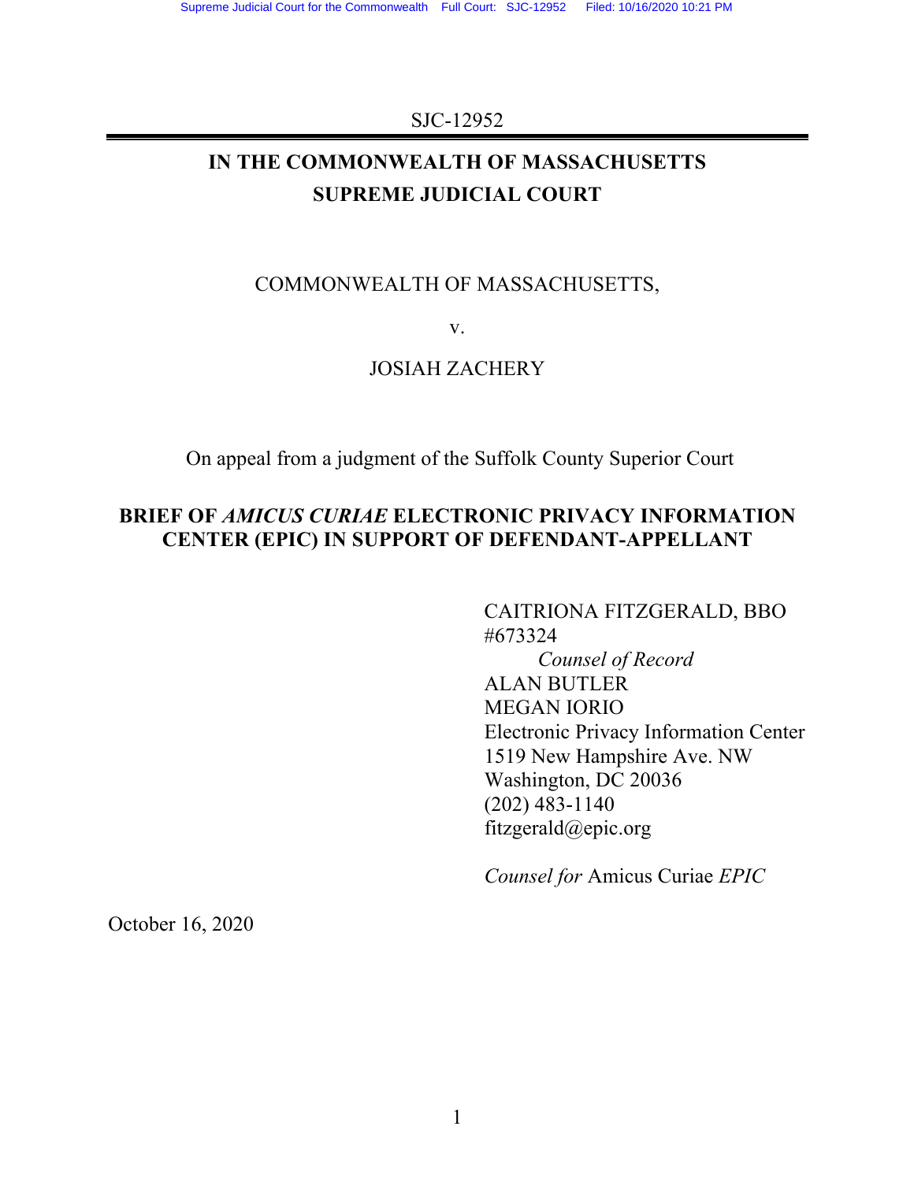SJC-12952

# IN THE COMMONWEALTH OF MASSACHUSETTS SUPREME JUDICIAL COURT

COMMONWEALTH OF MASSACHUSETTS,

v.

JOSIAH ZACHERY

On appeal from a judgment of the Suffolk County Superior Court

## BRIEF OF *AMICUS CURIAE* ELECTRONIC PRIVACY INFORMATION CENTER (EPIC) IN SUPPORT OF DEFENDANT-APPELLANT

CAITRIONA FITZGERALD, BBO #673324
*Counsel of Record*
ALAN BUTLER
MEGAN IORIO
Electronic Privacy Information Center
1519 New Hampshire Ave. NW
Washington, DC 20036
(202) 483-1140
fitzgerald@epic.org

*Counsel for* Amicus Curiae *EPIC*

October 16, 2020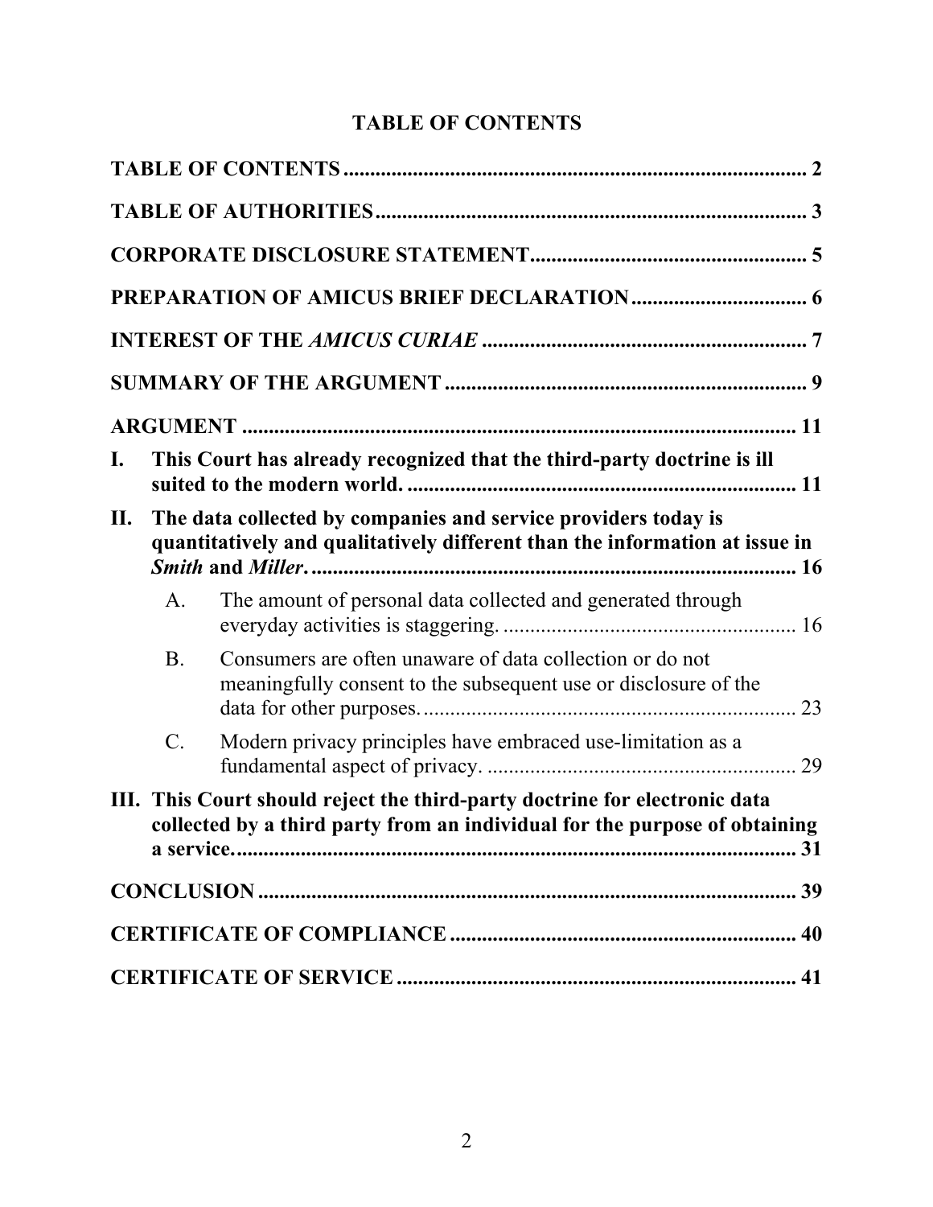# TABLE OF CONTENTS

**TABLE OF CONTENTS** ........................................................................................ 2

**TABLE OF AUTHORITIES** .................................................................................. 3

**CORPORATE DISCLOSURE STATEMENT** .................................................... 5

**PREPARATION OF AMICUS BRIEF DECLARATION** ................................. 6

**INTEREST OF THE *AMICUS CURIAE*** ............................................................ 7

**SUMMARY OF THE ARGUMENT** .................................................................... 9

**ARGUMENT** ........................................................................................................ 11

**I. This Court has already recognized that the third-party doctrine is ill suited to the modern world.** ......................................................................... 11

**II. The data collected by companies and service providers today is quantitatively and qualitatively different than the information at issue in *Smith* and *Miller*.** ............................................................................................ 16

- A. The amount of personal data collected and generated through everyday activities is staggering. ....................................................... 16
- B. Consumers are often unaware of data collection or do not meaningfully consent to the subsequent use or disclosure of the data for other purposes. ...................................................................... 23
- C. Modern privacy principles have embraced use-limitation as a fundamental aspect of privacy. .......................................................... 29

**III. This Court should reject the third-party doctrine for electronic data collected by a third party from an individual for the purpose of obtaining a service.** ........................................................................................... 31

**CONCLUSION** ...................................................................................................... 39

**CERTIFICATE OF COMPLIANCE** ................................................................. 40

**CERTIFICATE OF SERVICE** ........................................................................... 41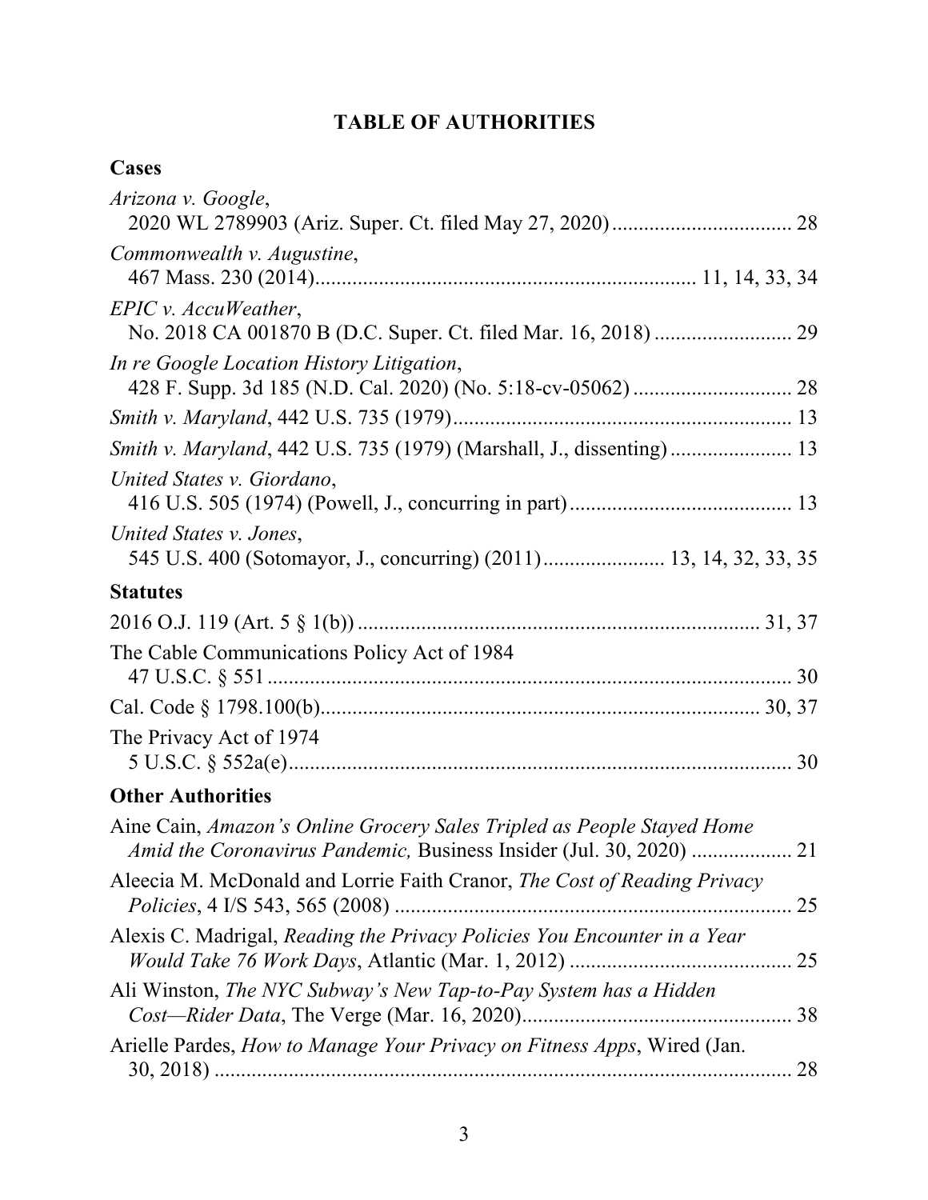## TABLE OF AUTHORITIES

### Cases

*Arizona v. Google*, 2020 WL 2789903 (Ariz. Super. Ct. filed May 27, 2020) .................................. 28

*Commonwealth v. Augustine*, 467 Mass. 230 (2014)....................................................................... 11, 14, 33, 34

*EPIC v. AccuWeather*, No. 2018 CA 001870 B (D.C. Super. Ct. filed Mar. 16, 2018) .......................... 29

*In re Google Location History Litigation*, 428 F. Supp. 3d 185 (N.D. Cal. 2020) (No. 5:18-cv-05062) .............................. 28

*Smith v. Maryland*, 442 U.S. 735 (1979)................................................................ 13

*Smith v. Maryland*, 442 U.S. 735 (1979) (Marshall, J., dissenting) ....................... 13

*United States v. Giordano*, 416 U.S. 505 (1974) (Powell, J., concurring in part).......................................... 13

*United States v. Jones*, 545 U.S. 400 (Sotomayor, J., concurring) (2011)...................... 13, 14, 32, 33, 35

### Statutes

2016 O.J. 119 (Art. 5 § 1(b)) ............................................................................ 31, 37

The Cable Communications Policy Act of 1984 47 U.S.C. § 551 .................................................................................................... 30

Cal. Code § 1798.100(b)................................................................................... 30, 37

The Privacy Act of 1974 5 U.S.C. § 552a(e)............................................................................................... 30

### Other Authorities

Aine Cain, *Amazon's Online Grocery Sales Tripled as People Stayed Home Amid the Coronavirus Pandemic,* Business Insider (Jul. 30, 2020) ................... 21

Aleecia M. McDonald and Lorrie Faith Cranor, *The Cost of Reading Privacy Policies*, 4 I/S 543, 565 (2008) ........................................................................... 25

Alexis C. Madrigal, *Reading the Privacy Policies You Encounter in a Year Would Take 76 Work Days*, Atlantic (Mar. 1, 2012) .......................................... 25

Ali Winston, *The NYC Subway's New Tap-to-Pay System has a Hidden Cost—Rider Data*, The Verge (Mar. 16, 2020)................................................... 38

Arielle Pardes, *How to Manage Your Privacy on Fitness Apps*, Wired (Jan. 30, 2018) .............................................................................................. 28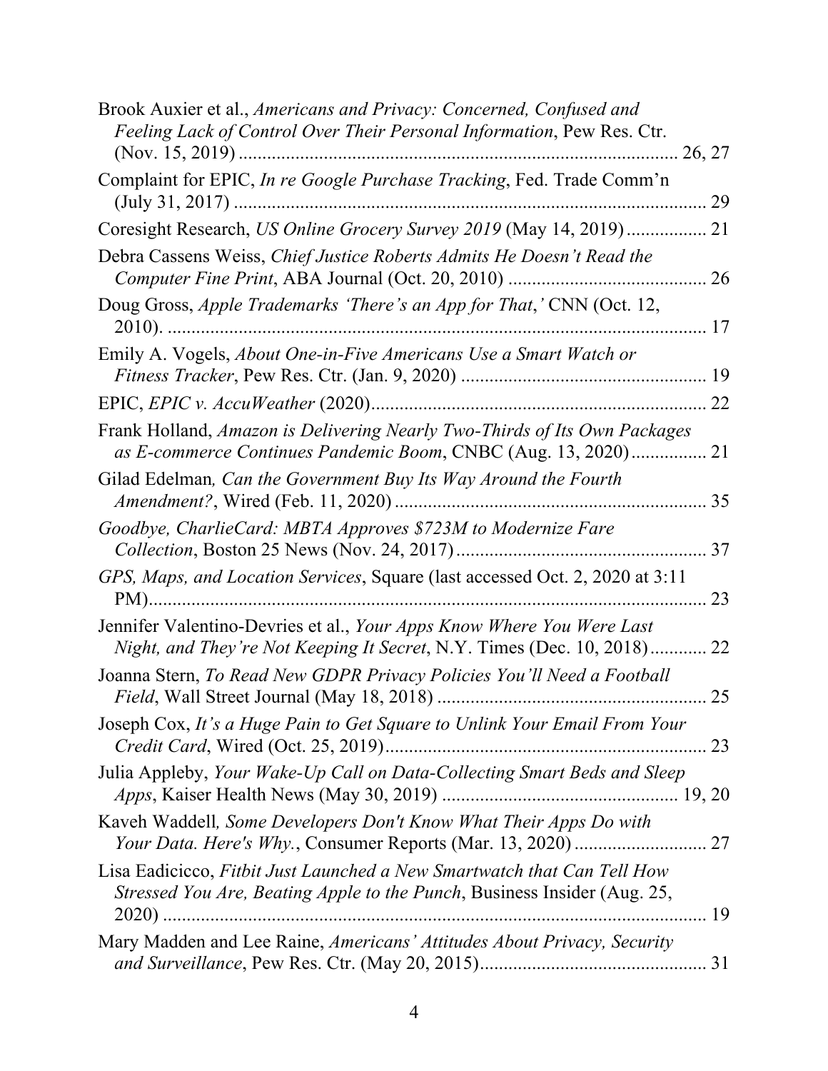Brook Auxier et al., *Americans and Privacy: Concerned, Confused and Feeling Lack of Control Over Their Personal Information*, Pew Res. Ctr. (Nov. 15, 2019) .......... 26, 27

Complaint for EPIC, *In re Google Purchase Tracking*, Fed. Trade Comm'n (July 31, 2017) .......... 29

Coresight Research, *US Online Grocery Survey 2019* (May 14, 2019) .......... 21

Debra Cassens Weiss, *Chief Justice Roberts Admits He Doesn't Read the Computer Fine Print*, ABA Journal (Oct. 20, 2010) .......... 26

Doug Gross, *Apple Trademarks 'There's an App for That,'* CNN (Oct. 12, 2010). .......... 17

Emily A. Vogels, *About One-in-Five Americans Use a Smart Watch or Fitness Tracker*, Pew Res. Ctr. (Jan. 9, 2020) .......... 19

EPIC, *EPIC v. AccuWeather* (2020) .......... 22

Frank Holland, *Amazon is Delivering Nearly Two-Thirds of Its Own Packages as E-commerce Continues Pandemic Boom*, CNBC (Aug. 13, 2020) .......... 21

Gilad Edelman*, Can the Government Buy Its Way Around the Fourth Amendment?*, Wired (Feb. 11, 2020) .......... 35

*Goodbye, CharlieCard: MBTA Approves $723M to Modernize Fare Collection*, Boston 25 News (Nov. 24, 2017) .......... 37

*GPS, Maps, and Location Services*, Square (last accessed Oct. 2, 2020 at 3:11 PM) .......... 23

Jennifer Valentino-Devries et al., *Your Apps Know Where You Were Last Night, and They're Not Keeping It Secret*, N.Y. Times (Dec. 10, 2018) .......... 22

Joanna Stern, *To Read New GDPR Privacy Policies You'll Need a Football Field*, Wall Street Journal (May 18, 2018) .......... 25

Joseph Cox, *It's a Huge Pain to Get Square to Unlink Your Email From Your Credit Card*, Wired (Oct. 25, 2019) .......... 23

Julia Appleby, *Your Wake-Up Call on Data-Collecting Smart Beds and Sleep Apps*, Kaiser Health News (May 30, 2019) .......... 19, 20

Kaveh Waddell*, Some Developers Don't Know What Their Apps Do with Your Data. Here's Why.*, Consumer Reports (Mar. 13, 2020) .......... 27

Lisa Eadicicco, *Fitbit Just Launched a New Smartwatch that Can Tell How Stressed You Are, Beating Apple to the Punch*, Business Insider (Aug. 25, 2020) .......... 19

Mary Madden and Lee Raine, *Americans' Attitudes About Privacy, Security and Surveillance*, Pew Res. Ctr. (May 20, 2015) .......... 31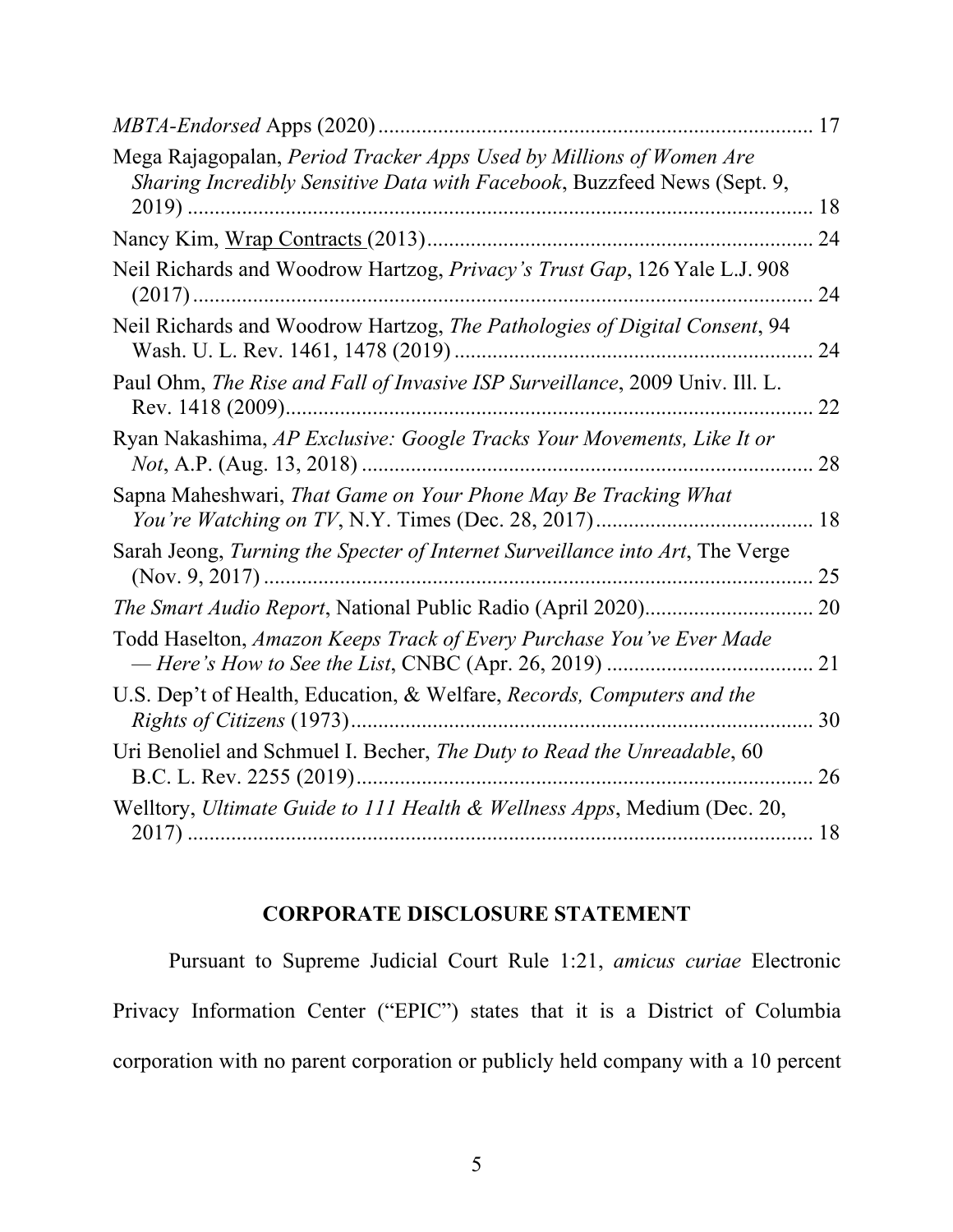*MBTA-Endorsed* Apps (2020) ................................................................................ 17

Mega Rajagopalan, *Period Tracker Apps Used by Millions of Women Are Sharing Incredibly Sensitive Data with Facebook*, Buzzfeed News (Sept. 9, 2019) ..................................................................................................... 18

Nancy Kim, Wrap Contracts (2013) ....................................................................... 24

Neil Richards and Woodrow Hartzog, *Privacy's Trust Gap*, 126 Yale L.J. 908 (2017) ..................................................................................................... 24

Neil Richards and Woodrow Hartzog, *The Pathologies of Digital Consent*, 94 Wash. U. L. Rev. 1461, 1478 (2019) .................................................................. 24

Paul Ohm, *The Rise and Fall of Invasive ISP Surveillance*, 2009 Univ. Ill. L. Rev. 1418 (2009) .................................................................................. 22

Ryan Nakashima, *AP Exclusive: Google Tracks Your Movements, Like It or Not*, A.P. (Aug. 13, 2018) .................................................................................. 28

Sapna Maheshwari, *That Game on Your Phone May Be Tracking What You're Watching on TV*, N.Y. Times (Dec. 28, 2017) ........................................ 18

Sarah Jeong, *Turning the Specter of Internet Surveillance into Art*, The Verge (Nov. 9, 2017) ..................................................................................................... 25

*The Smart Audio Report*, National Public Radio (April 2020) ............................... 20

Todd Haselton, *Amazon Keeps Track of Every Purchase You've Ever Made — Here's How to See the List*, CNBC (Apr. 26, 2019) ...................................... 21

U.S. Dep't of Health, Education, & Welfare, *Records, Computers and the Rights of Citizens* (1973) ..................................................................................... 30

Uri Benoliel and Schmuel I. Becher, *The Duty to Read the Unreadable*, 60 B.C. L. Rev. 2255 (2019) .................................................................................... 26

Welltory, *Ultimate Guide to 111 Health & Wellness Apps*, Medium (Dec. 20, 2017) ..................................................................................................... 18

## CORPORATE DISCLOSURE STATEMENT

Pursuant to Supreme Judicial Court Rule 1:21, *amicus curiae* Electronic Privacy Information Center ("EPIC") states that it is a District of Columbia corporation with no parent corporation or publicly held company with a 10 percent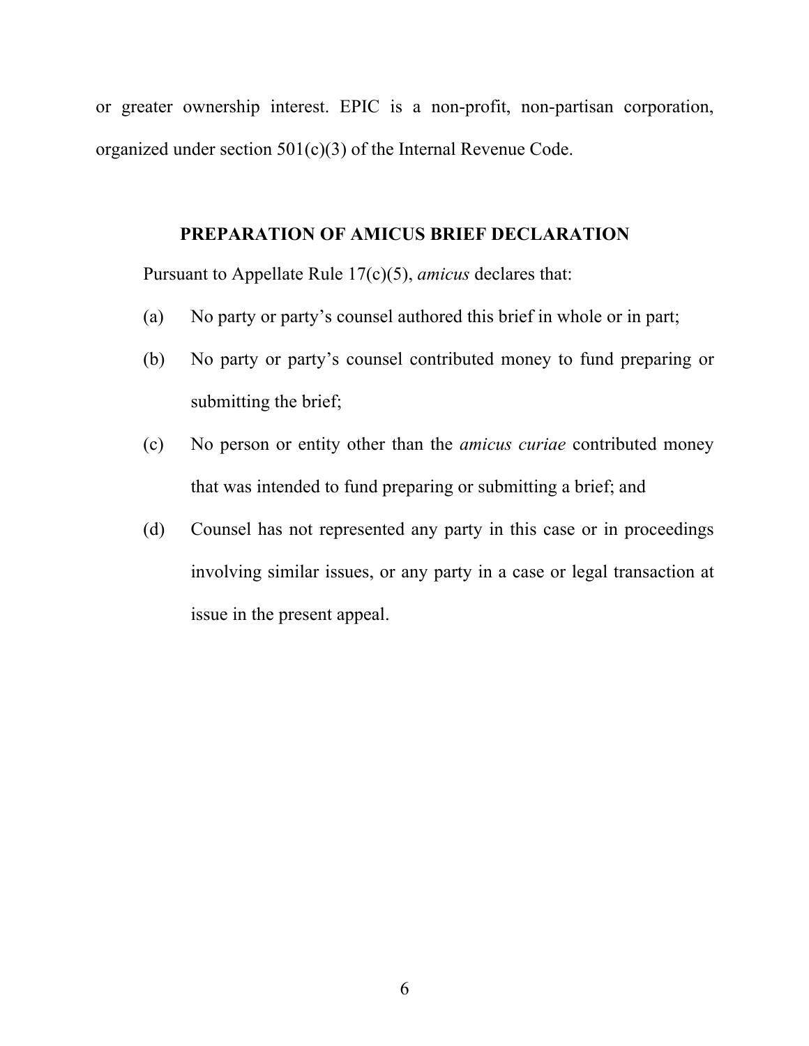or greater ownership interest. EPIC is a non-profit, non-partisan corporation, organized under section 501(c)(3) of the Internal Revenue Code.

## PREPARATION OF AMICUS BRIEF DECLARATION

Pursuant to Appellate Rule 17(c)(5), *amicus* declares that:

(a) No party or party's counsel authored this brief in whole or in part;

(b) No party or party's counsel contributed money to fund preparing or submitting the brief;

(c) No person or entity other than the *amicus curiae* contributed money that was intended to fund preparing or submitting a brief; and

(d) Counsel has not represented any party in this case or in proceedings involving similar issues, or any party in a case or legal transaction at issue in the present appeal.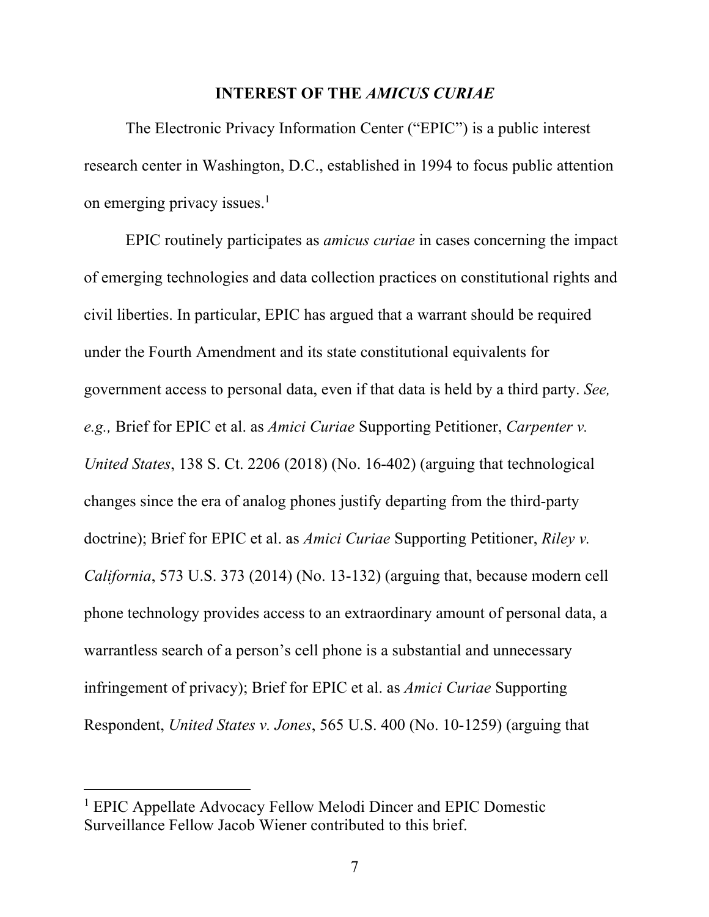## INTEREST OF THE *AMICUS CURIAE*

The Electronic Privacy Information Center ("EPIC") is a public interest research center in Washington, D.C., established in 1994 to focus public attention on emerging privacy issues.[1]

EPIC routinely participates as *amicus curiae* in cases concerning the impact of emerging technologies and data collection practices on constitutional rights and civil liberties. In particular, EPIC has argued that a warrant should be required under the Fourth Amendment and its state constitutional equivalents for government access to personal data, even if that data is held by a third party. *See, e.g.,* Brief for EPIC et al. as *Amici Curiae* Supporting Petitioner, *Carpenter v. United States*, 138 S. Ct. 2206 (2018) (No. 16-402) (arguing that technological changes since the era of analog phones justify departing from the third-party doctrine); Brief for EPIC et al. as *Amici Curiae* Supporting Petitioner, *Riley v. California*, 573 U.S. 373 (2014) (No. 13-132) (arguing that, because modern cell phone technology provides access to an extraordinary amount of personal data, a warrantless search of a person's cell phone is a substantial and unnecessary infringement of privacy); Brief for EPIC et al. as *Amici Curiae* Supporting Respondent, *United States v. Jones*, 565 U.S. 400 (No. 10-1259) (arguing that

---

[1] EPIC Appellate Advocacy Fellow Melodi Dincer and EPIC Domestic Surveillance Fellow Jacob Wiener contributed to this brief.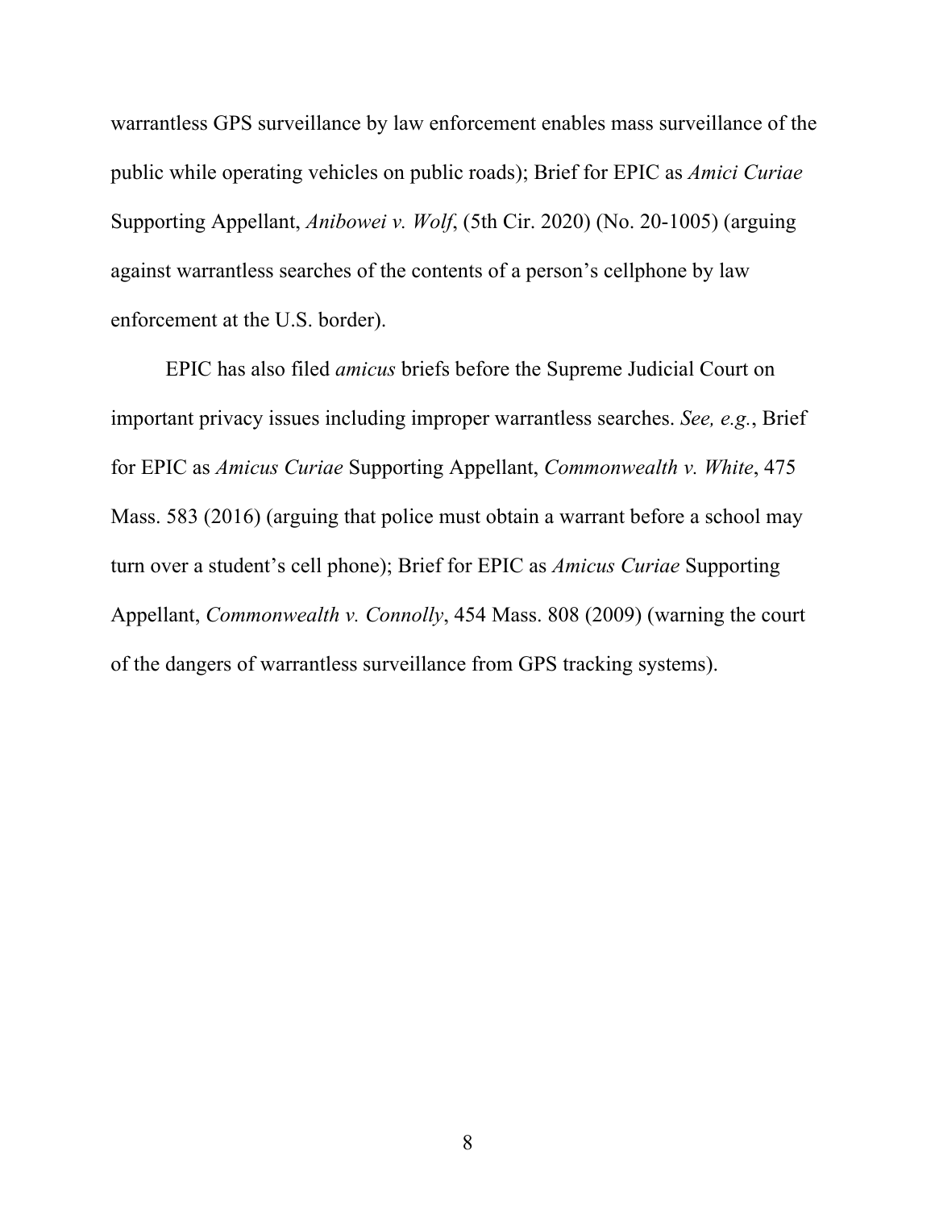warrantless GPS surveillance by law enforcement enables mass surveillance of the public while operating vehicles on public roads); Brief for EPIC as *Amici Curiae* Supporting Appellant, *Anibowei v. Wolf*, (5th Cir. 2020) (No. 20-1005) (arguing against warrantless searches of the contents of a person's cellphone by law enforcement at the U.S. border).

EPIC has also filed *amicus* briefs before the Supreme Judicial Court on important privacy issues including improper warrantless searches. *See, e.g.*, Brief for EPIC as *Amicus Curiae* Supporting Appellant, *Commonwealth v. White*, 475 Mass. 583 (2016) (arguing that police must obtain a warrant before a school may turn over a student's cell phone); Brief for EPIC as *Amicus Curiae* Supporting Appellant, *Commonwealth v. Connolly*, 454 Mass. 808 (2009) (warning the court of the dangers of warrantless surveillance from GPS tracking systems).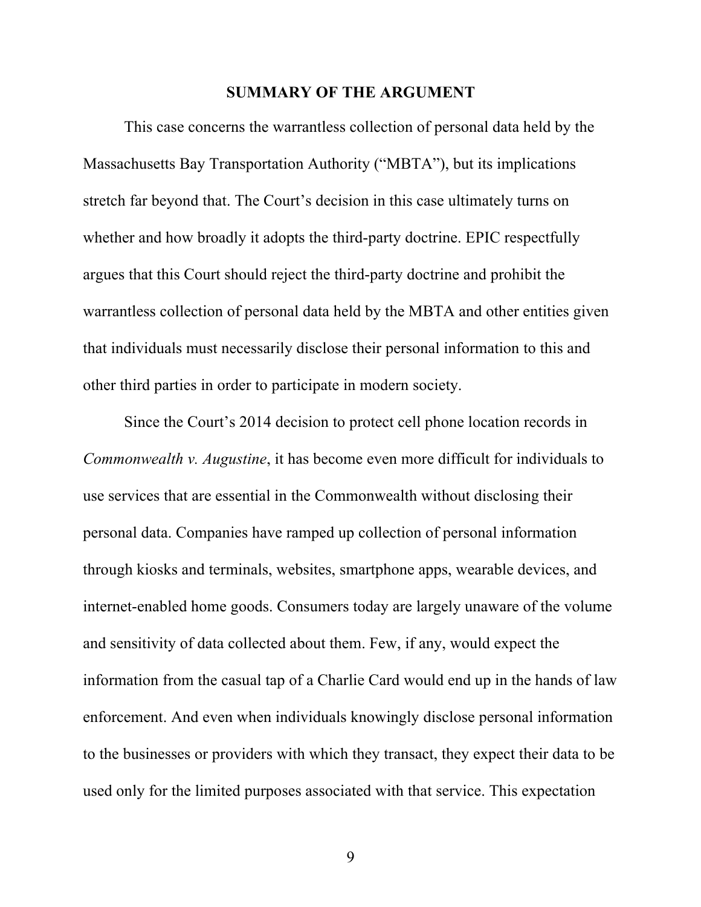## SUMMARY OF THE ARGUMENT

This case concerns the warrantless collection of personal data held by the Massachusetts Bay Transportation Authority ("MBTA"), but its implications stretch far beyond that. The Court's decision in this case ultimately turns on whether and how broadly it adopts the third-party doctrine. EPIC respectfully argues that this Court should reject the third-party doctrine and prohibit the warrantless collection of personal data held by the MBTA and other entities given that individuals must necessarily disclose their personal information to this and other third parties in order to participate in modern society.

Since the Court's 2014 decision to protect cell phone location records in *Commonwealth v. Augustine*, it has become even more difficult for individuals to use services that are essential in the Commonwealth without disclosing their personal data. Companies have ramped up collection of personal information through kiosks and terminals, websites, smartphone apps, wearable devices, and internet-enabled home goods. Consumers today are largely unaware of the volume and sensitivity of data collected about them. Few, if any, would expect the information from the casual tap of a Charlie Card would end up in the hands of law enforcement. And even when individuals knowingly disclose personal information to the businesses or providers with which they transact, they expect their data to be used only for the limited purposes associated with that service. This expectation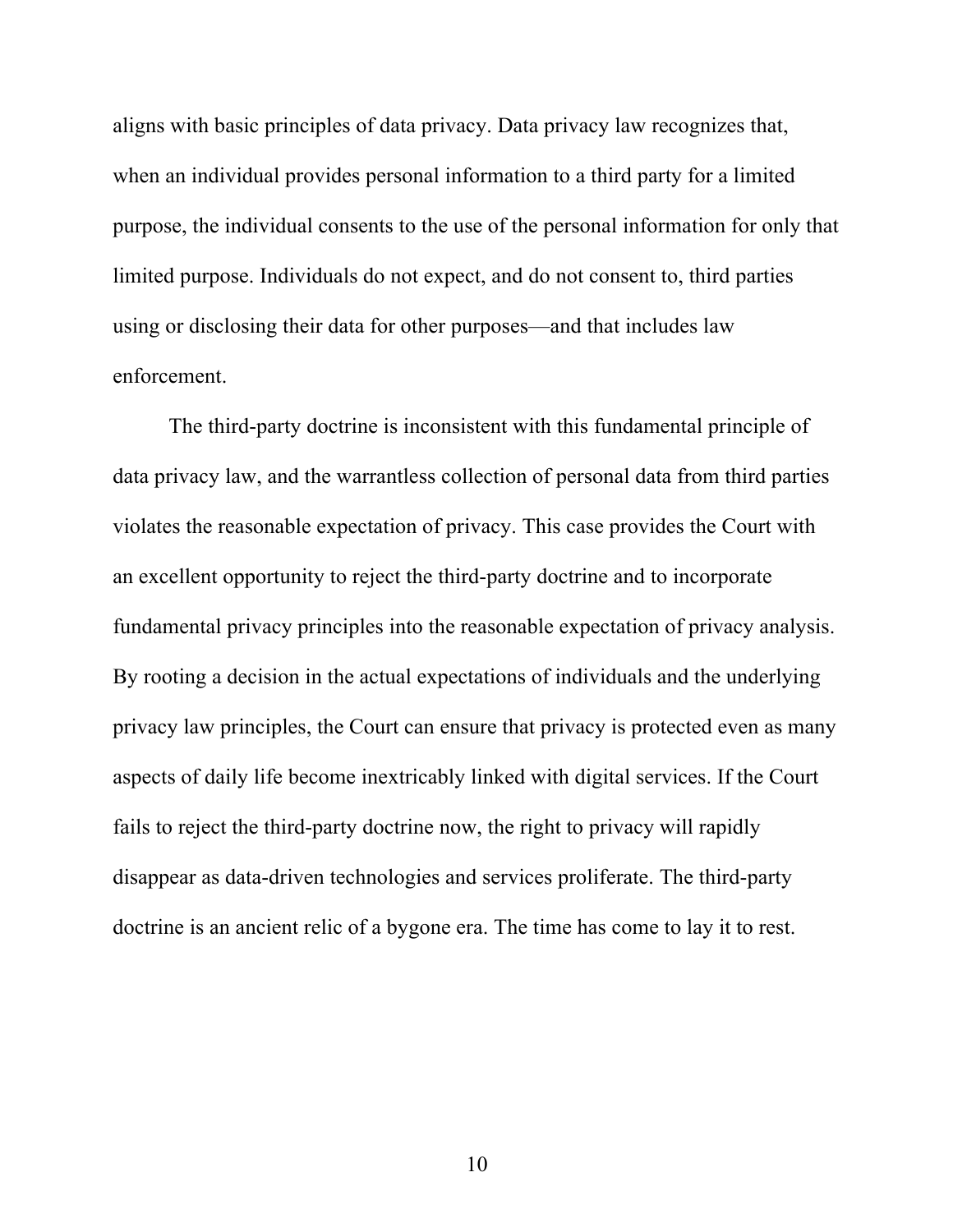aligns with basic principles of data privacy. Data privacy law recognizes that, when an individual provides personal information to a third party for a limited purpose, the individual consents to the use of the personal information for only that limited purpose. Individuals do not expect, and do not consent to, third parties using or disclosing their data for other purposes—and that includes law enforcement.

The third-party doctrine is inconsistent with this fundamental principle of data privacy law, and the warrantless collection of personal data from third parties violates the reasonable expectation of privacy. This case provides the Court with an excellent opportunity to reject the third-party doctrine and to incorporate fundamental privacy principles into the reasonable expectation of privacy analysis. By rooting a decision in the actual expectations of individuals and the underlying privacy law principles, the Court can ensure that privacy is protected even as many aspects of daily life become inextricably linked with digital services. If the Court fails to reject the third-party doctrine now, the right to privacy will rapidly disappear as data-driven technologies and services proliferate. The third-party doctrine is an ancient relic of a bygone era. The time has come to lay it to rest.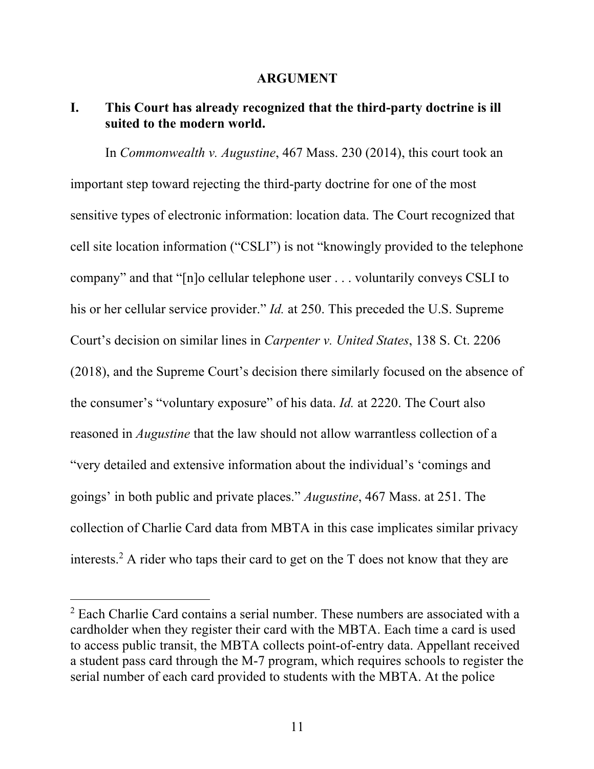# ARGUMENT

## I. This Court has already recognized that the third-party doctrine is ill suited to the modern world.

In *Commonwealth v. Augustine*, 467 Mass. 230 (2014), this court took an important step toward rejecting the third-party doctrine for one of the most sensitive types of electronic information: location data. The Court recognized that cell site location information ("CSLI") is not "knowingly provided to the telephone company" and that "[n]o cellular telephone user . . . voluntarily conveys CSLI to his or her cellular service provider." *Id.* at 250. This preceded the U.S. Supreme Court's decision on similar lines in *Carpenter v. United States*, 138 S. Ct. 2206 (2018), and the Supreme Court's decision there similarly focused on the absence of the consumer's "voluntary exposure" of his data. *Id.* at 2220. The Court also reasoned in *Augustine* that the law should not allow warrantless collection of a "very detailed and extensive information about the individual's 'comings and goings' in both public and private places." *Augustine*, 467 Mass. at 251. The collection of Charlie Card data from MBTA in this case implicates similar privacy interests.[2] A rider who taps their card to get on the T does not know that they are

[2] Each Charlie Card contains a serial number. These numbers are associated with a cardholder when they register their card with the MBTA. Each time a card is used to access public transit, the MBTA collects point-of-entry data. Appellant received a student pass card through the M-7 program, which requires schools to register the serial number of each card provided to students with the MBTA. At the police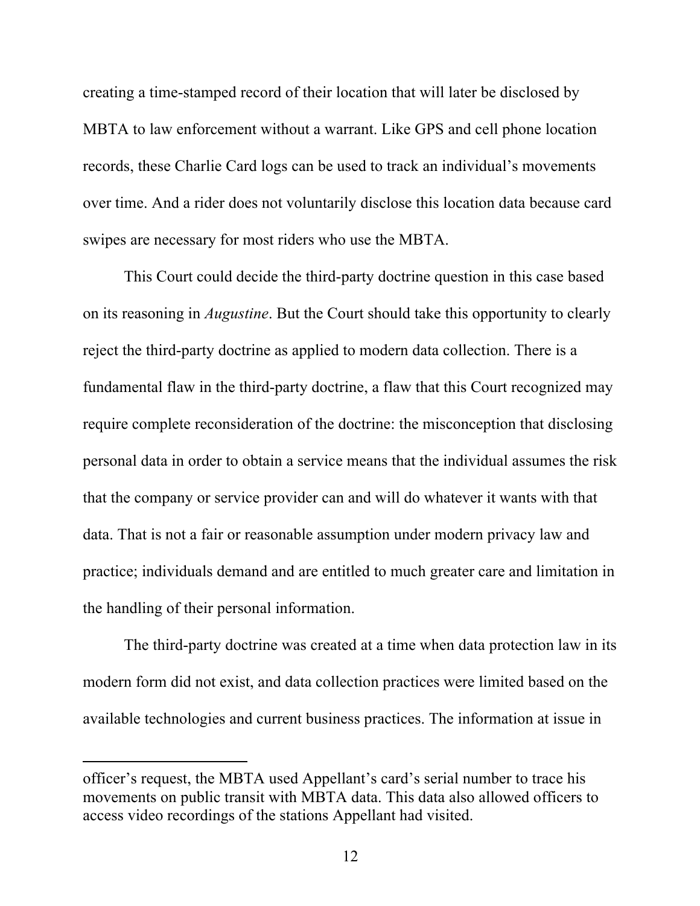creating a time-stamped record of their location that will later be disclosed by MBTA to law enforcement without a warrant. Like GPS and cell phone location records, these Charlie Card logs can be used to track an individual's movements over time. And a rider does not voluntarily disclose this location data because card swipes are necessary for most riders who use the MBTA.

This Court could decide the third-party doctrine question in this case based on its reasoning in *Augustine*. But the Court should take this opportunity to clearly reject the third-party doctrine as applied to modern data collection. There is a fundamental flaw in the third-party doctrine, a flaw that this Court recognized may require complete reconsideration of the doctrine: the misconception that disclosing personal data in order to obtain a service means that the individual assumes the risk that the company or service provider can and will do whatever it wants with that data. That is not a fair or reasonable assumption under modern privacy law and practice; individuals demand and are entitled to much greater care and limitation in the handling of their personal information.

The third-party doctrine was created at a time when data protection law in its modern form did not exist, and data collection practices were limited based on the available technologies and current business practices. The information at issue in

---

officer's request, the MBTA used Appellant's card's serial number to trace his movements on public transit with MBTA data. This data also allowed officers to access video recordings of the stations Appellant had visited.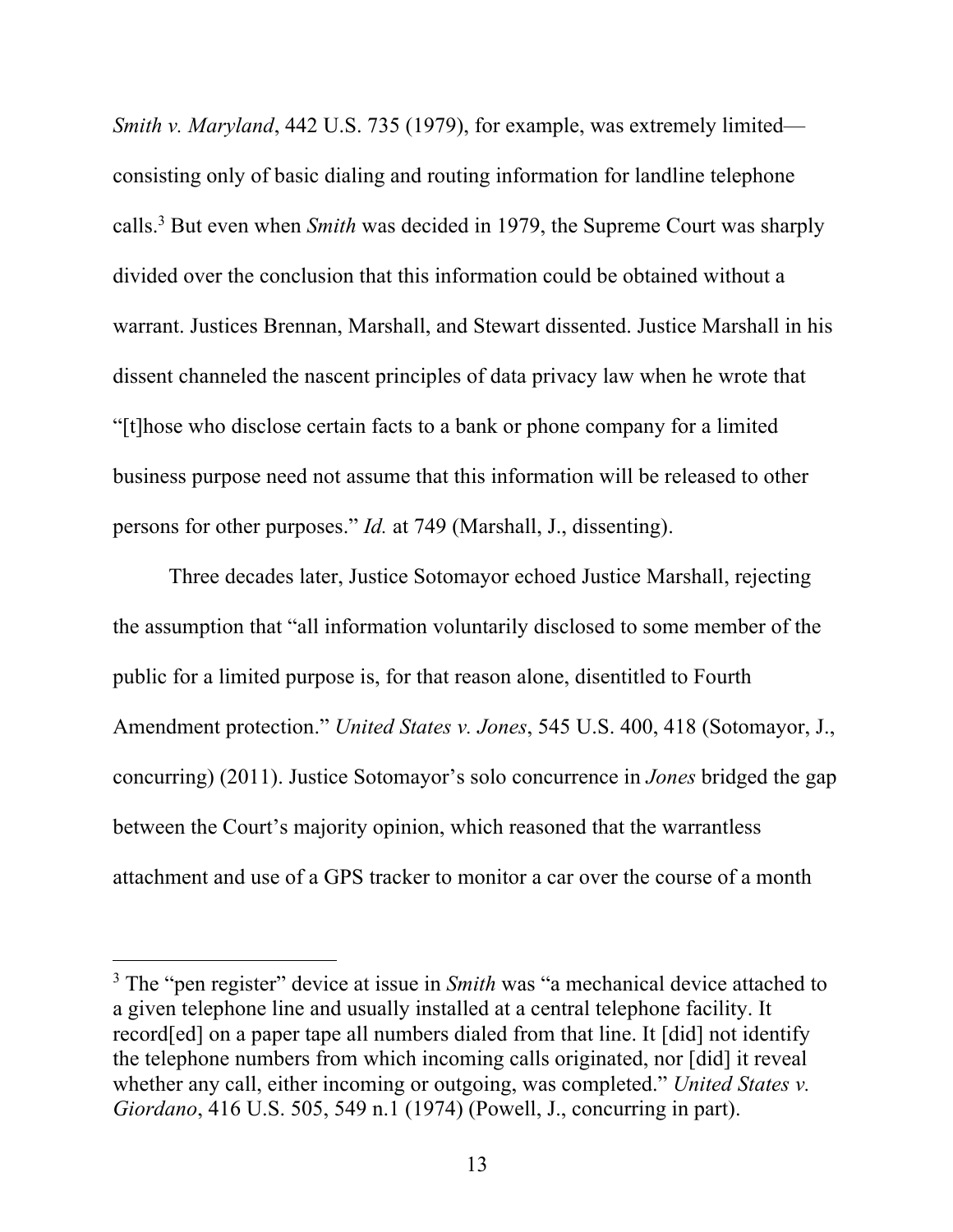*Smith v. Maryland*, 442 U.S. 735 (1979), for example, was extremely limited—consisting only of basic dialing and routing information for landline telephone calls.[3] But even when *Smith* was decided in 1979, the Supreme Court was sharply divided over the conclusion that this information could be obtained without a warrant. Justices Brennan, Marshall, and Stewart dissented. Justice Marshall in his dissent channeled the nascent principles of data privacy law when he wrote that "[t]hose who disclose certain facts to a bank or phone company for a limited business purpose need not assume that this information will be released to other persons for other purposes." *Id.* at 749 (Marshall, J., dissenting).

Three decades later, Justice Sotomayor echoed Justice Marshall, rejecting the assumption that "all information voluntarily disclosed to some member of the public for a limited purpose is, for that reason alone, disentitled to Fourth Amendment protection." *United States v. Jones*, 545 U.S. 400, 418 (Sotomayor, J., concurring) (2011). Justice Sotomayor's solo concurrence in *Jones* bridged the gap between the Court's majority opinion, which reasoned that the warrantless attachment and use of a GPS tracker to monitor a car over the course of a month

---

[3] The "pen register" device at issue in *Smith* was "a mechanical device attached to a given telephone line and usually installed at a central telephone facility. It record[ed] on a paper tape all numbers dialed from that line. It [did] not identify the telephone numbers from which incoming calls originated, nor [did] it reveal whether any call, either incoming or outgoing, was completed." *United States v. Giordano*, 416 U.S. 505, 549 n.1 (1974) (Powell, J., concurring in part).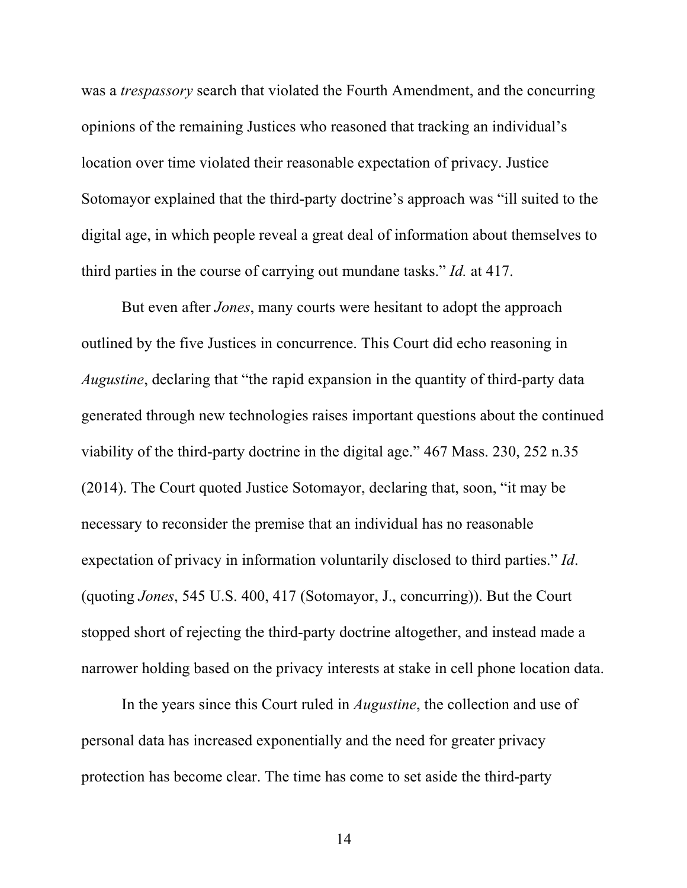was a *trespassory* search that violated the Fourth Amendment, and the concurring opinions of the remaining Justices who reasoned that tracking an individual's location over time violated their reasonable expectation of privacy. Justice Sotomayor explained that the third-party doctrine's approach was "ill suited to the digital age, in which people reveal a great deal of information about themselves to third parties in the course of carrying out mundane tasks." *Id.* at 417.

But even after *Jones*, many courts were hesitant to adopt the approach outlined by the five Justices in concurrence. This Court did echo reasoning in *Augustine*, declaring that "the rapid expansion in the quantity of third-party data generated through new technologies raises important questions about the continued viability of the third-party doctrine in the digital age." 467 Mass. 230, 252 n.35 (2014). The Court quoted Justice Sotomayor, declaring that, soon, "it may be necessary to reconsider the premise that an individual has no reasonable expectation of privacy in information voluntarily disclosed to third parties." *Id*. (quoting *Jones*, 545 U.S. 400, 417 (Sotomayor, J., concurring)). But the Court stopped short of rejecting the third-party doctrine altogether, and instead made a narrower holding based on the privacy interests at stake in cell phone location data.

In the years since this Court ruled in *Augustine*, the collection and use of personal data has increased exponentially and the need for greater privacy protection has become clear. The time has come to set aside the third-party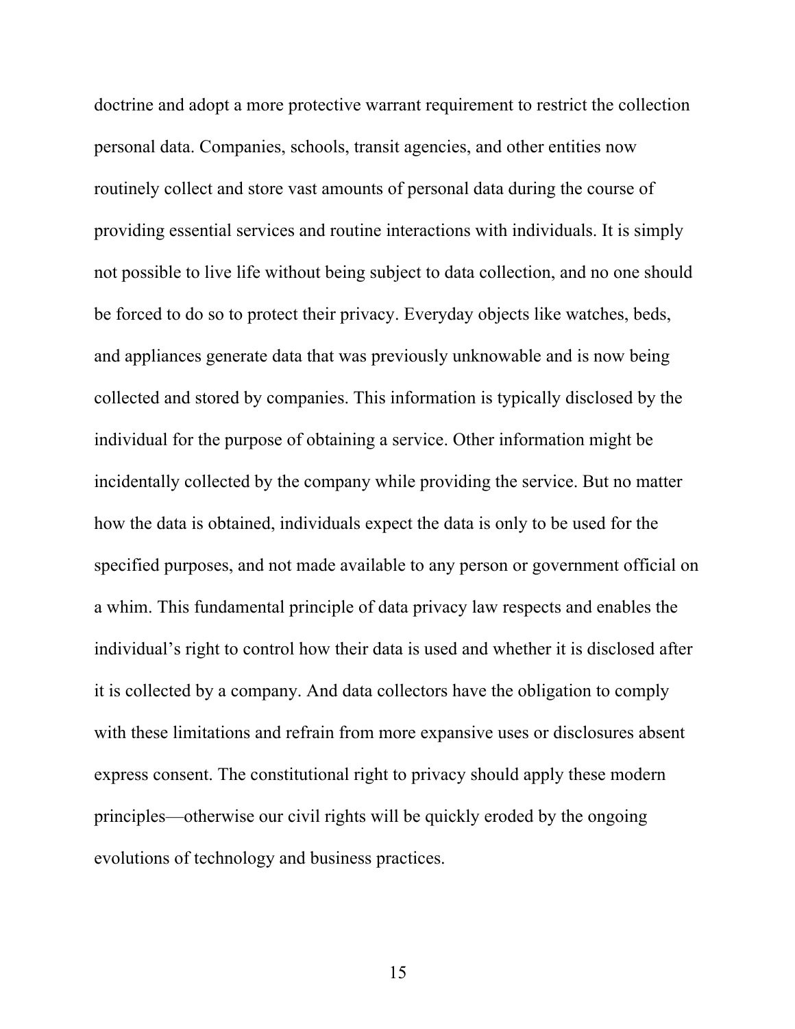doctrine and adopt a more protective warrant requirement to restrict the collection personal data. Companies, schools, transit agencies, and other entities now routinely collect and store vast amounts of personal data during the course of providing essential services and routine interactions with individuals. It is simply not possible to live life without being subject to data collection, and no one should be forced to do so to protect their privacy. Everyday objects like watches, beds, and appliances generate data that was previously unknowable and is now being collected and stored by companies. This information is typically disclosed by the individual for the purpose of obtaining a service. Other information might be incidentally collected by the company while providing the service. But no matter how the data is obtained, individuals expect the data is only to be used for the specified purposes, and not made available to any person or government official on a whim. This fundamental principle of data privacy law respects and enables the individual's right to control how their data is used and whether it is disclosed after it is collected by a company. And data collectors have the obligation to comply with these limitations and refrain from more expansive uses or disclosures absent express consent. The constitutional right to privacy should apply these modern principles—otherwise our civil rights will be quickly eroded by the ongoing evolutions of technology and business practices.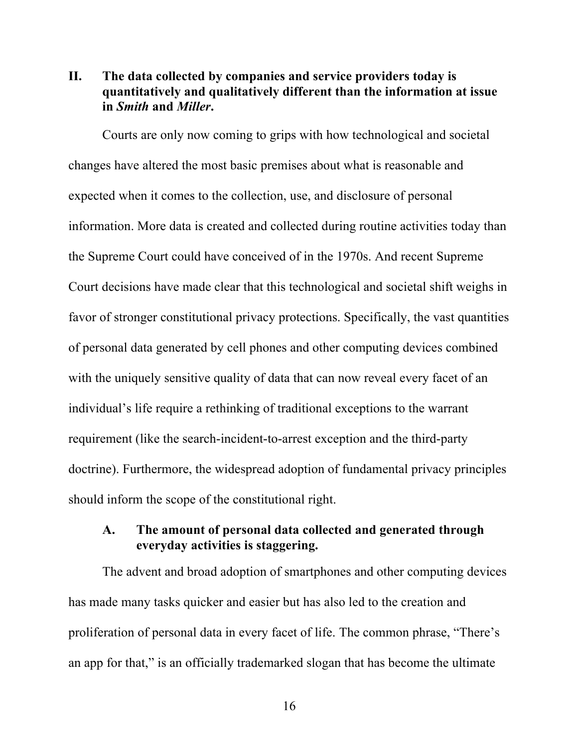## II. The data collected by companies and service providers today is quantitatively and qualitatively different than the information at issue in *Smith* and *Miller*.

Courts are only now coming to grips with how technological and societal changes have altered the most basic premises about what is reasonable and expected when it comes to the collection, use, and disclosure of personal information. More data is created and collected during routine activities today than the Supreme Court could have conceived of in the 1970s. And recent Supreme Court decisions have made clear that this technological and societal shift weighs in favor of stronger constitutional privacy protections. Specifically, the vast quantities of personal data generated by cell phones and other computing devices combined with the uniquely sensitive quality of data that can now reveal every facet of an individual's life require a rethinking of traditional exceptions to the warrant requirement (like the search-incident-to-arrest exception and the third-party doctrine). Furthermore, the widespread adoption of fundamental privacy principles should inform the scope of the constitutional right.

### A. The amount of personal data collected and generated through everyday activities is staggering.

The advent and broad adoption of smartphones and other computing devices has made many tasks quicker and easier but has also led to the creation and proliferation of personal data in every facet of life. The common phrase, "There's an app for that," is an officially trademarked slogan that has become the ultimate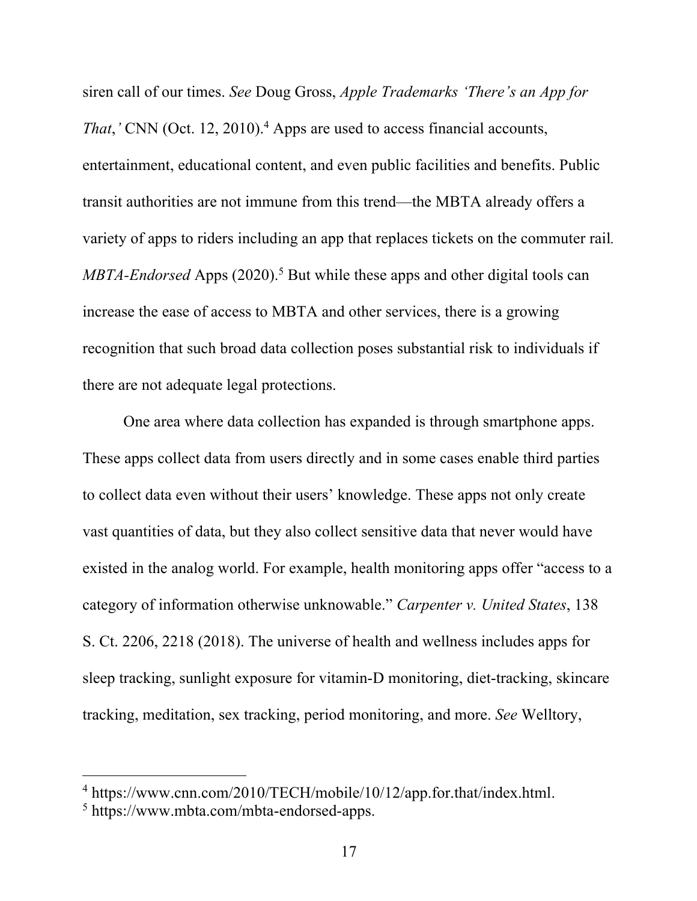siren call of our times. *See* Doug Gross, *Apple Trademarks 'There's an App for That,'* CNN (Oct. 12, 2010).[4] Apps are used to access financial accounts, entertainment, educational content, and even public facilities and benefits. Public transit authorities are not immune from this trend—the MBTA already offers a variety of apps to riders including an app that replaces tickets on the commuter rail. *MBTA-Endorsed* Apps (2020).[5] But while these apps and other digital tools can increase the ease of access to MBTA and other services, there is a growing recognition that such broad data collection poses substantial risk to individuals if there are not adequate legal protections.

One area where data collection has expanded is through smartphone apps. These apps collect data from users directly and in some cases enable third parties to collect data even without their users' knowledge. These apps not only create vast quantities of data, but they also collect sensitive data that never would have existed in the analog world. For example, health monitoring apps offer "access to a category of information otherwise unknowable." *Carpenter v. United States*, 138 S. Ct. 2206, 2218 (2018). The universe of health and wellness includes apps for sleep tracking, sunlight exposure for vitamin-D monitoring, diet-tracking, skincare tracking, meditation, sex tracking, period monitoring, and more. *See* Welltory,

---

[4] https://www.cnn.com/2010/TECH/mobile/10/12/app.for.that/index.html.

[5] https://www.mbta.com/mbta-endorsed-apps.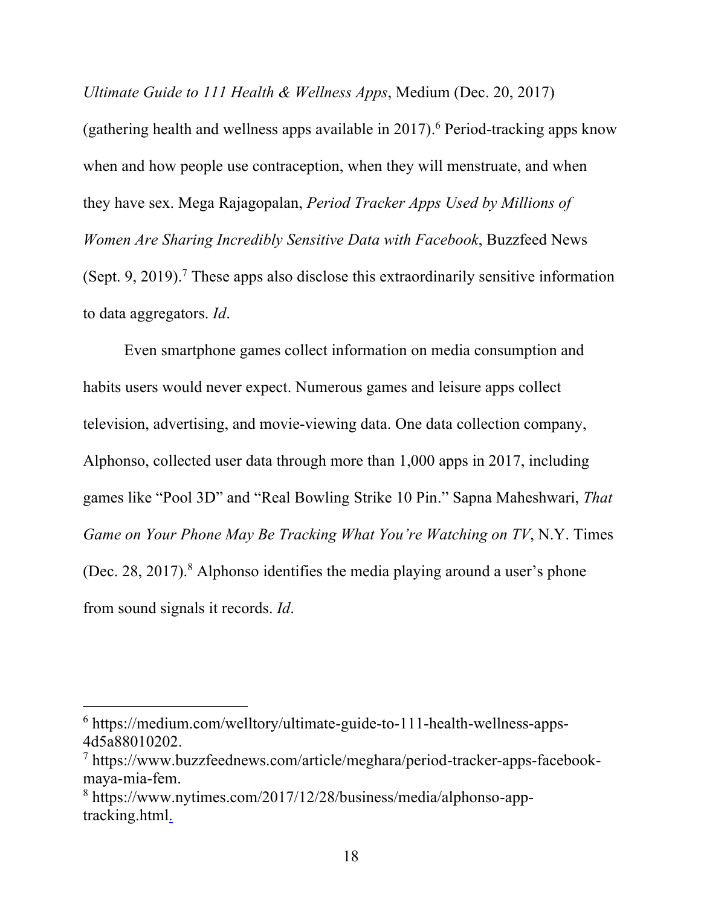*Ultimate Guide to 111 Health & Wellness Apps*, Medium (Dec. 20, 2017) (gathering health and wellness apps available in 2017).[6] Period-tracking apps know when and how people use contraception, when they will menstruate, and when they have sex. Mega Rajagopalan, *Period Tracker Apps Used by Millions of Women Are Sharing Incredibly Sensitive Data with Facebook*, Buzzfeed News (Sept. 9, 2019).[7] These apps also disclose this extraordinarily sensitive information to data aggregators. *Id*.

Even smartphone games collect information on media consumption and habits users would never expect. Numerous games and leisure apps collect television, advertising, and movie-viewing data. One data collection company, Alphonso, collected user data through more than 1,000 apps in 2017, including games like "Pool 3D" and "Real Bowling Strike 10 Pin." Sapna Maheshwari, *That Game on Your Phone May Be Tracking What You're Watching on TV*, N.Y. Times (Dec. 28, 2017).[8] Alphonso identifies the media playing around a user's phone from sound signals it records. *Id*.

---

[6] https://medium.com/welltory/ultimate-guide-to-111-health-wellness-apps-4d5a88010202.

[7] https://www.buzzfeednews.com/article/meghara/period-tracker-apps-facebook-maya-mia-fem.

[8] https://www.nytimes.com/2017/12/28/business/media/alphonso-app-tracking.html.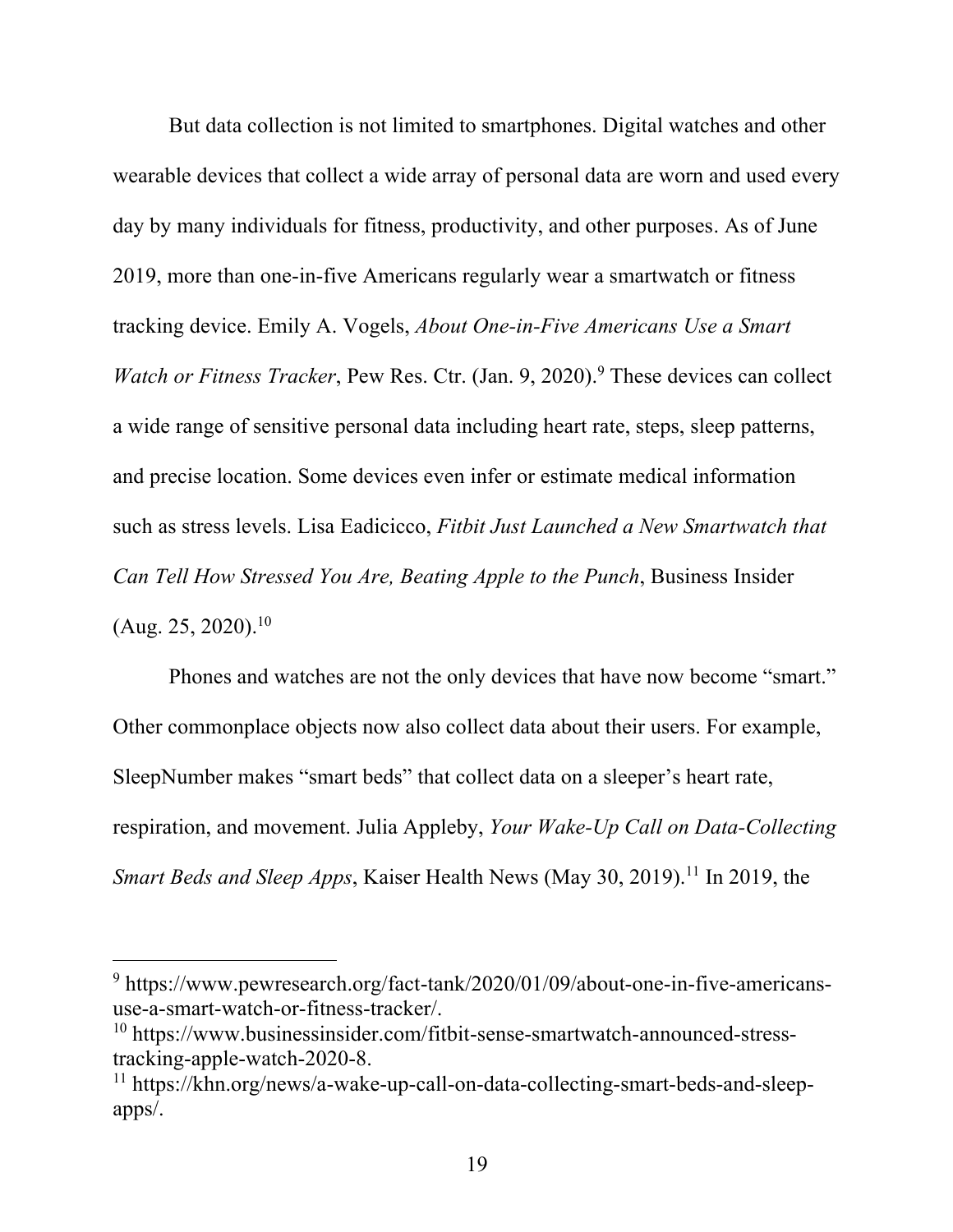But data collection is not limited to smartphones. Digital watches and other wearable devices that collect a wide array of personal data are worn and used every day by many individuals for fitness, productivity, and other purposes. As of June 2019, more than one-in-five Americans regularly wear a smartwatch or fitness tracking device. Emily A. Vogels, *About One-in-Five Americans Use a Smart Watch or Fitness Tracker*, Pew Res. Ctr. (Jan. 9, 2020).[9] These devices can collect a wide range of sensitive personal data including heart rate, steps, sleep patterns, and precise location. Some devices even infer or estimate medical information such as stress levels. Lisa Eadicicco, *Fitbit Just Launched a New Smartwatch that Can Tell How Stressed You Are, Beating Apple to the Punch*, Business Insider (Aug. 25, 2020).[10]

Phones and watches are not the only devices that have now become "smart." Other commonplace objects now also collect data about their users. For example, SleepNumber makes "smart beds" that collect data on a sleeper's heart rate, respiration, and movement. Julia Appleby, *Your Wake-Up Call on Data-Collecting Smart Beds and Sleep Apps*, Kaiser Health News (May 30, 2019).[11] In 2019, the

---

[9] https://www.pewresearch.org/fact-tank/2020/01/09/about-one-in-five-americans-use-a-smart-watch-or-fitness-tracker/.

[10] https://www.businessinsider.com/fitbit-sense-smartwatch-announced-stress-tracking-apple-watch-2020-8.

[11] https://khn.org/news/a-wake-up-call-on-data-collecting-smart-beds-and-sleep-apps/.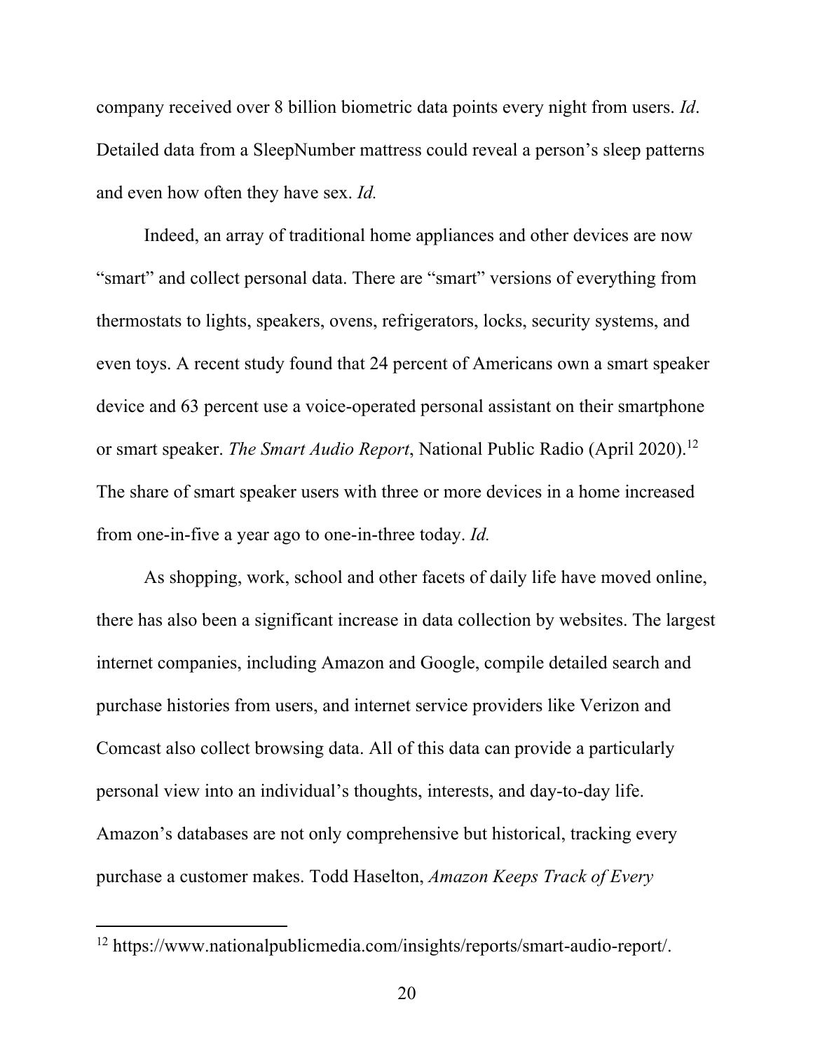company received over 8 billion biometric data points every night from users. *Id*. Detailed data from a SleepNumber mattress could reveal a person's sleep patterns and even how often they have sex. *Id.*

Indeed, an array of traditional home appliances and other devices are now "smart" and collect personal data. There are "smart" versions of everything from thermostats to lights, speakers, ovens, refrigerators, locks, security systems, and even toys. A recent study found that 24 percent of Americans own a smart speaker device and 63 percent use a voice-operated personal assistant on their smartphone or smart speaker. *The Smart Audio Report*, National Public Radio (April 2020).[12] The share of smart speaker users with three or more devices in a home increased from one-in-five a year ago to one-in-three today. *Id.*

As shopping, work, school and other facets of daily life have moved online, there has also been a significant increase in data collection by websites. The largest internet companies, including Amazon and Google, compile detailed search and purchase histories from users, and internet service providers like Verizon and Comcast also collect browsing data. All of this data can provide a particularly personal view into an individual's thoughts, interests, and day-to-day life. Amazon's databases are not only comprehensive but historical, tracking every purchase a customer makes. Todd Haselton, *Amazon Keeps Track of Every*

---

[12] https://www.nationalpublicmedia.com/insights/reports/smart-audio-report/.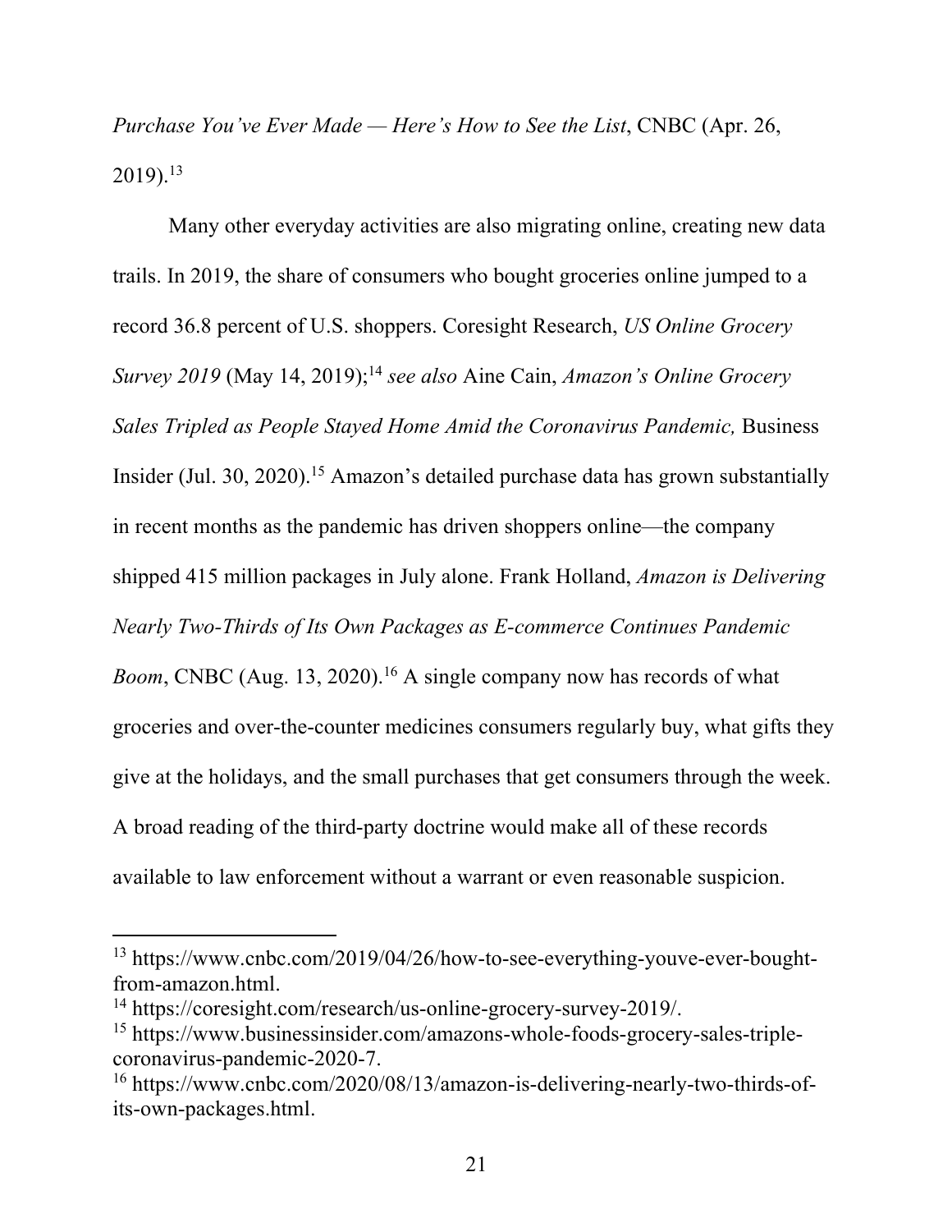*Purchase You've Ever Made — Here's How to See the List*, CNBC (Apr. 26, 2019).[13]

Many other everyday activities are also migrating online, creating new data trails. In 2019, the share of consumers who bought groceries online jumped to a record 36.8 percent of U.S. shoppers. Coresight Research, *US Online Grocery Survey 2019* (May 14, 2019);[14] *see also* Aine Cain, *Amazon's Online Grocery Sales Tripled as People Stayed Home Amid the Coronavirus Pandemic,* Business Insider (Jul. 30, 2020).[15] Amazon's detailed purchase data has grown substantially in recent months as the pandemic has driven shoppers online—the company shipped 415 million packages in July alone. Frank Holland, *Amazon is Delivering Nearly Two-Thirds of Its Own Packages as E-commerce Continues Pandemic Boom*, CNBC (Aug. 13, 2020).[16] A single company now has records of what groceries and over-the-counter medicines consumers regularly buy, what gifts they give at the holidays, and the small purchases that get consumers through the week. A broad reading of the third-party doctrine would make all of these records available to law enforcement without a warrant or even reasonable suspicion.

---

[13] https://www.cnbc.com/2019/04/26/how-to-see-everything-youve-ever-bought-from-amazon.html.

[14] https://coresight.com/research/us-online-grocery-survey-2019/.

[15] https://www.businessinsider.com/amazons-whole-foods-grocery-sales-triple-coronavirus-pandemic-2020-7.

[16] https://www.cnbc.com/2020/08/13/amazon-is-delivering-nearly-two-thirds-of-its-own-packages.html.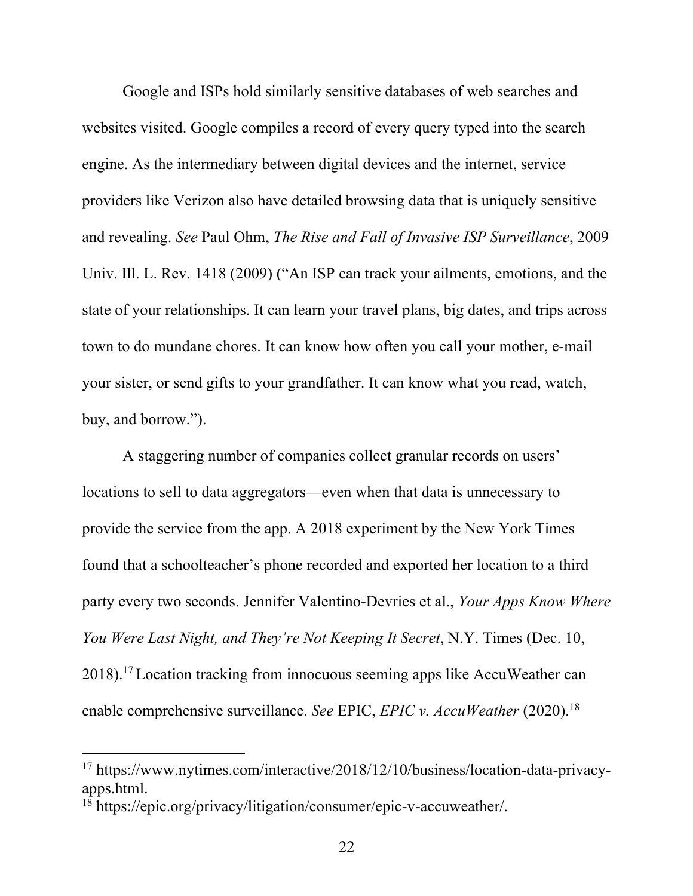Google and ISPs hold similarly sensitive databases of web searches and websites visited. Google compiles a record of every query typed into the search engine. As the intermediary between digital devices and the internet, service providers like Verizon also have detailed browsing data that is uniquely sensitive and revealing. *See* Paul Ohm, *The Rise and Fall of Invasive ISP Surveillance*, 2009 Univ. Ill. L. Rev. 1418 (2009) ("An ISP can track your ailments, emotions, and the state of your relationships. It can learn your travel plans, big dates, and trips across town to do mundane chores. It can know how often you call your mother, e-mail your sister, or send gifts to your grandfather. It can know what you read, watch, buy, and borrow.").

A staggering number of companies collect granular records on users' locations to sell to data aggregators—even when that data is unnecessary to provide the service from the app. A 2018 experiment by the New York Times found that a schoolteacher's phone recorded and exported her location to a third party every two seconds. Jennifer Valentino-Devries et al., *Your Apps Know Where You Were Last Night, and They're Not Keeping It Secret*, N.Y. Times (Dec. 10, 2018).[17] Location tracking from innocuous seeming apps like AccuWeather can enable comprehensive surveillance. *See* EPIC, *EPIC v. AccuWeather* (2020).[18]

---

[17] https://www.nytimes.com/interactive/2018/12/10/business/location-data-privacy-apps.html.

[18] https://epic.org/privacy/litigation/consumer/epic-v-accuweather/.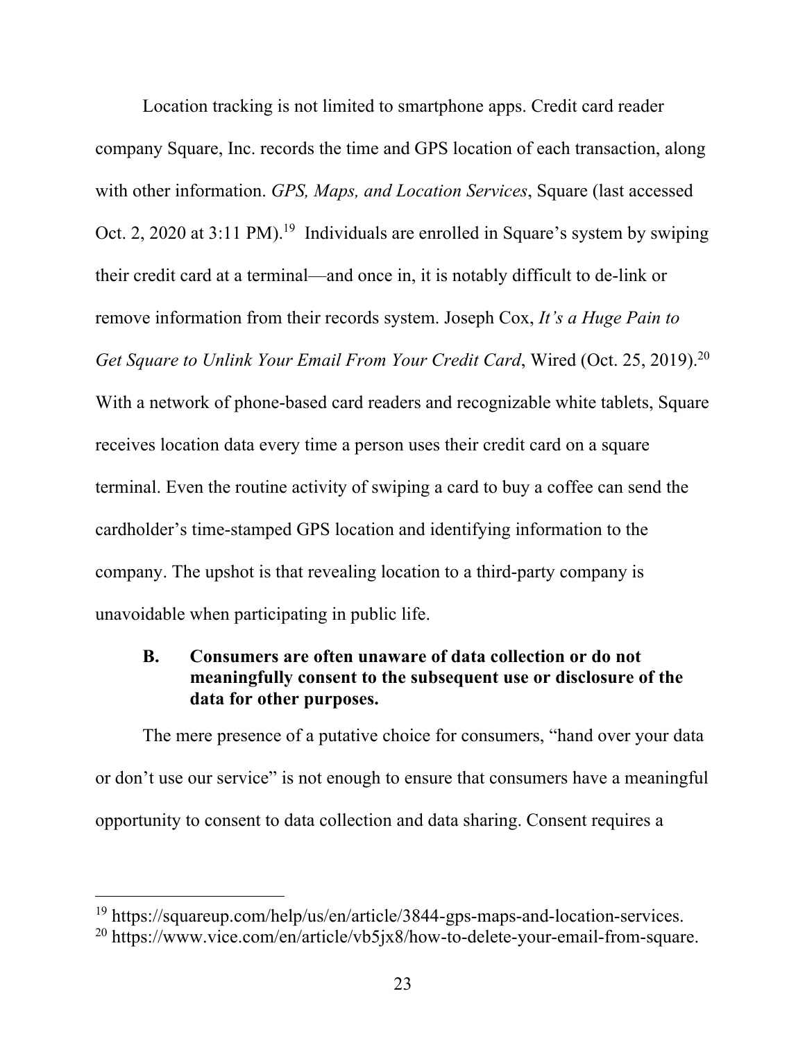Location tracking is not limited to smartphone apps. Credit card reader company Square, Inc. records the time and GPS location of each transaction, along with other information. *GPS, Maps, and Location Services*, Square (last accessed Oct. 2, 2020 at 3:11 PM).[19] Individuals are enrolled in Square's system by swiping their credit card at a terminal—and once in, it is notably difficult to de-link or remove information from their records system. Joseph Cox, *It's a Huge Pain to Get Square to Unlink Your Email From Your Credit Card*, Wired (Oct. 25, 2019).[20] With a network of phone-based card readers and recognizable white tablets, Square receives location data every time a person uses their credit card on a square terminal. Even the routine activity of swiping a card to buy a coffee can send the cardholder's time-stamped GPS location and identifying information to the company. The upshot is that revealing location to a third-party company is unavoidable when participating in public life.

### B. Consumers are often unaware of data collection or do not meaningfully consent to the subsequent use or disclosure of the data for other purposes.

The mere presence of a putative choice for consumers, "hand over your data or don't use our service" is not enough to ensure that consumers have a meaningful opportunity to consent to data collection and data sharing. Consent requires a

---

[19] https://squareup.com/help/us/en/article/3844-gps-maps-and-location-services.

[20] https://www.vice.com/en/article/vb5jx8/how-to-delete-your-email-from-square.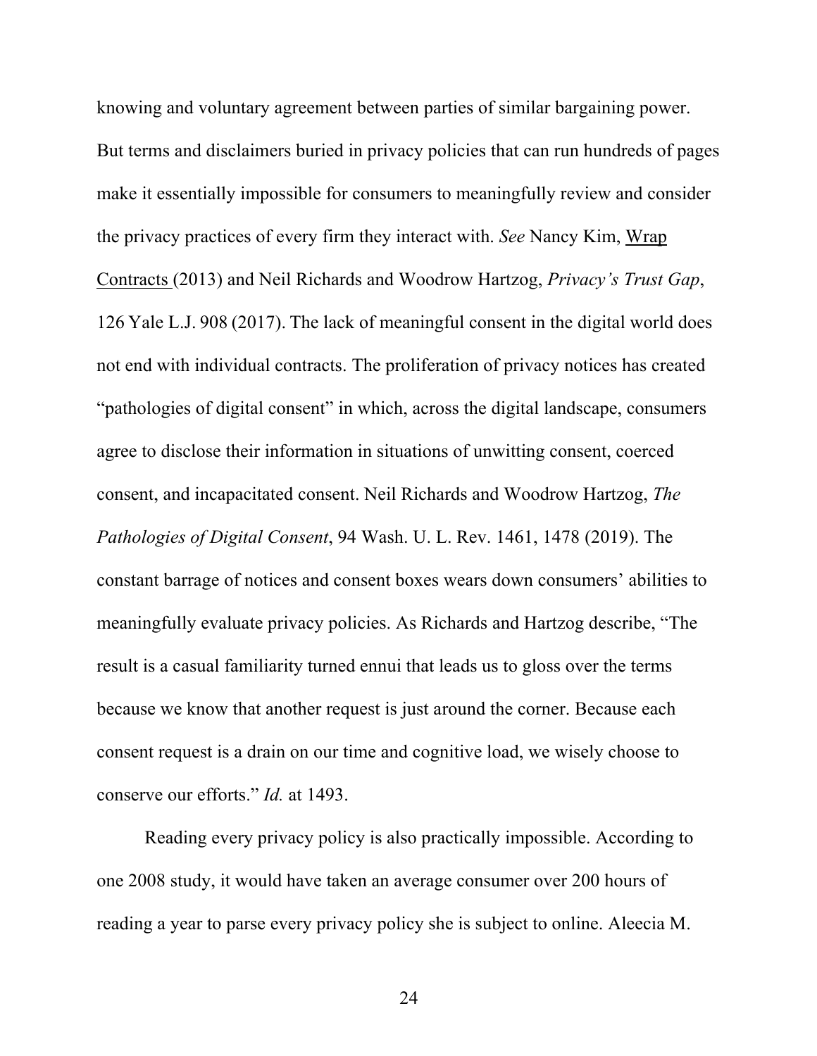knowing and voluntary agreement between parties of similar bargaining power. But terms and disclaimers buried in privacy policies that can run hundreds of pages make it essentially impossible for consumers to meaningfully review and consider the privacy practices of every firm they interact with. *See* Nancy Kim, Wrap Contracts (2013) and Neil Richards and Woodrow Hartzog, *Privacy's Trust Gap*, 126 Yale L.J. 908 (2017). The lack of meaningful consent in the digital world does not end with individual contracts. The proliferation of privacy notices has created "pathologies of digital consent" in which, across the digital landscape, consumers agree to disclose their information in situations of unwitting consent, coerced consent, and incapacitated consent. Neil Richards and Woodrow Hartzog, *The Pathologies of Digital Consent*, 94 Wash. U. L. Rev. 1461, 1478 (2019). The constant barrage of notices and consent boxes wears down consumers' abilities to meaningfully evaluate privacy policies. As Richards and Hartzog describe, "The result is a casual familiarity turned ennui that leads us to gloss over the terms because we know that another request is just around the corner. Because each consent request is a drain on our time and cognitive load, we wisely choose to conserve our efforts." *Id.* at 1493.

Reading every privacy policy is also practically impossible. According to one 2008 study, it would have taken an average consumer over 200 hours of reading a year to parse every privacy policy she is subject to online. Aleecia M.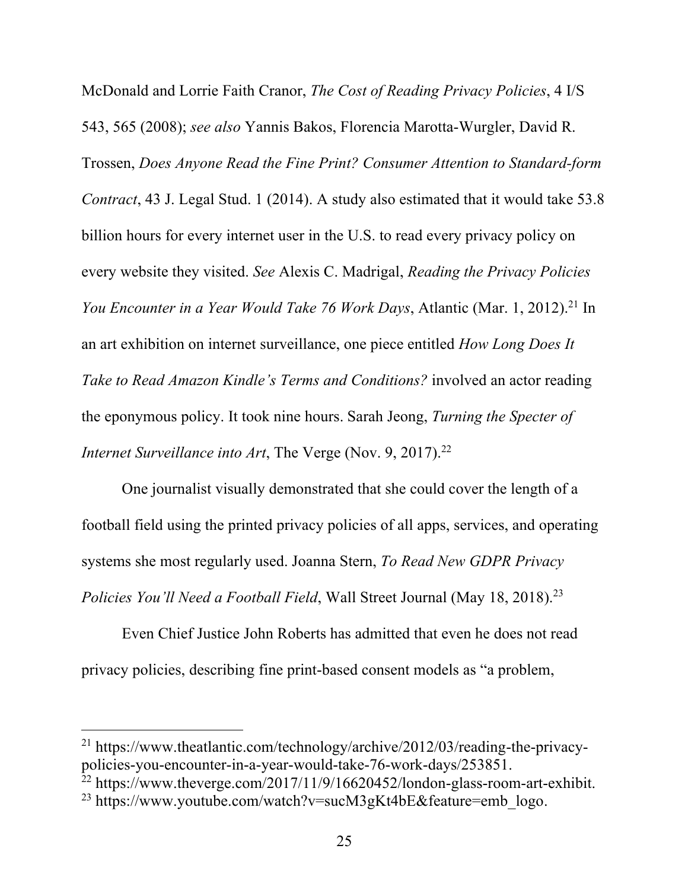McDonald and Lorrie Faith Cranor, *The Cost of Reading Privacy Policies*, 4 I/S 543, 565 (2008); *see also* Yannis Bakos, Florencia Marotta-Wurgler, David R. Trossen, *Does Anyone Read the Fine Print? Consumer Attention to Standard-form Contract*, 43 J. Legal Stud. 1 (2014). A study also estimated that it would take 53.8 billion hours for every internet user in the U.S. to read every privacy policy on every website they visited. *See* Alexis C. Madrigal, *Reading the Privacy Policies You Encounter in a Year Would Take 76 Work Days*, Atlantic (Mar. 1, 2012).[21] In an art exhibition on internet surveillance, one piece entitled *How Long Does It Take to Read Amazon Kindle's Terms and Conditions?* involved an actor reading the eponymous policy. It took nine hours. Sarah Jeong, *Turning the Specter of Internet Surveillance into Art*, The Verge (Nov. 9, 2017).[22]

One journalist visually demonstrated that she could cover the length of a football field using the printed privacy policies of all apps, services, and operating systems she most regularly used. Joanna Stern, *To Read New GDPR Privacy Policies You'll Need a Football Field*, Wall Street Journal (May 18, 2018).[23]

Even Chief Justice John Roberts has admitted that even he does not read privacy policies, describing fine print-based consent models as "a problem,

---

[21] https://www.theatlantic.com/technology/archive/2012/03/reading-the-privacy-policies-you-encounter-in-a-year-would-take-76-work-days/253851.

[22] https://www.theverge.com/2017/11/9/16620452/london-glass-room-art-exhibit.

[23] https://www.youtube.com/watch?v=sucM3gKt4bE&feature=emb_logo.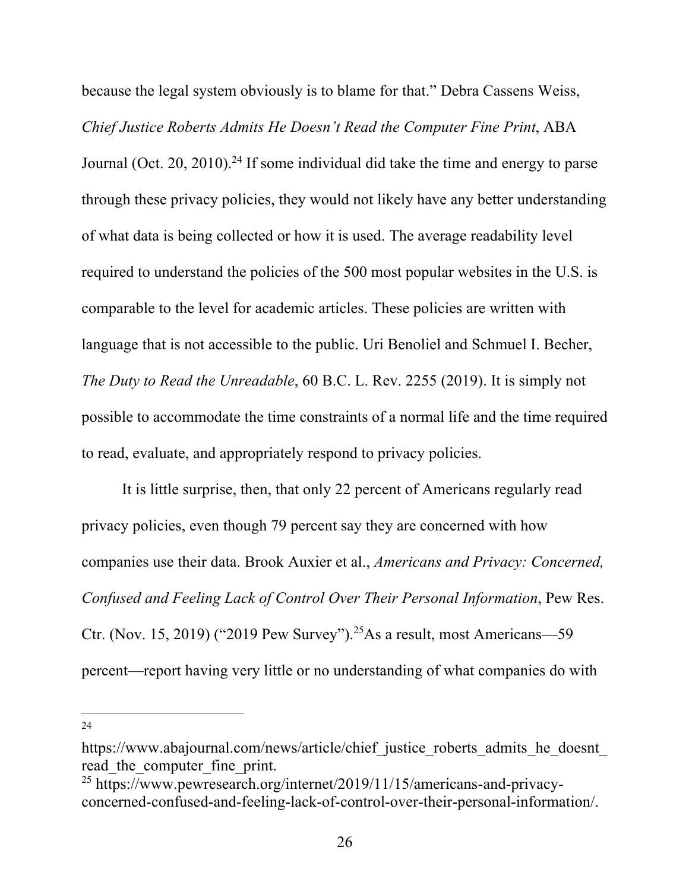because the legal system obviously is to blame for that." Debra Cassens Weiss, *Chief Justice Roberts Admits He Doesn't Read the Computer Fine Print*, ABA Journal (Oct. 20, 2010).[24] If some individual did take the time and energy to parse through these privacy policies, they would not likely have any better understanding of what data is being collected or how it is used. The average readability level required to understand the policies of the 500 most popular websites in the U.S. is comparable to the level for academic articles. These policies are written with language that is not accessible to the public. Uri Benoliel and Schmuel I. Becher, *The Duty to Read the Unreadable*, 60 B.C. L. Rev. 2255 (2019). It is simply not possible to accommodate the time constraints of a normal life and the time required to read, evaluate, and appropriately respond to privacy policies.

It is little surprise, then, that only 22 percent of Americans regularly read privacy policies, even though 79 percent say they are concerned with how companies use their data. Brook Auxier et al., *Americans and Privacy: Concerned, Confused and Feeling Lack of Control Over Their Personal Information*, Pew Res. Ctr. (Nov. 15, 2019) ("2019 Pew Survey").[25] As a result, most Americans—59 percent—report having very little or no understanding of what companies do with

---

[24] https://www.abajournal.com/news/article/chief_justice_roberts_admits_he_doesnt_read_the_computer_fine_print.

[25] https://www.pewresearch.org/internet/2019/11/15/americans-and-privacy-concerned-confused-and-feeling-lack-of-control-over-their-personal-information/.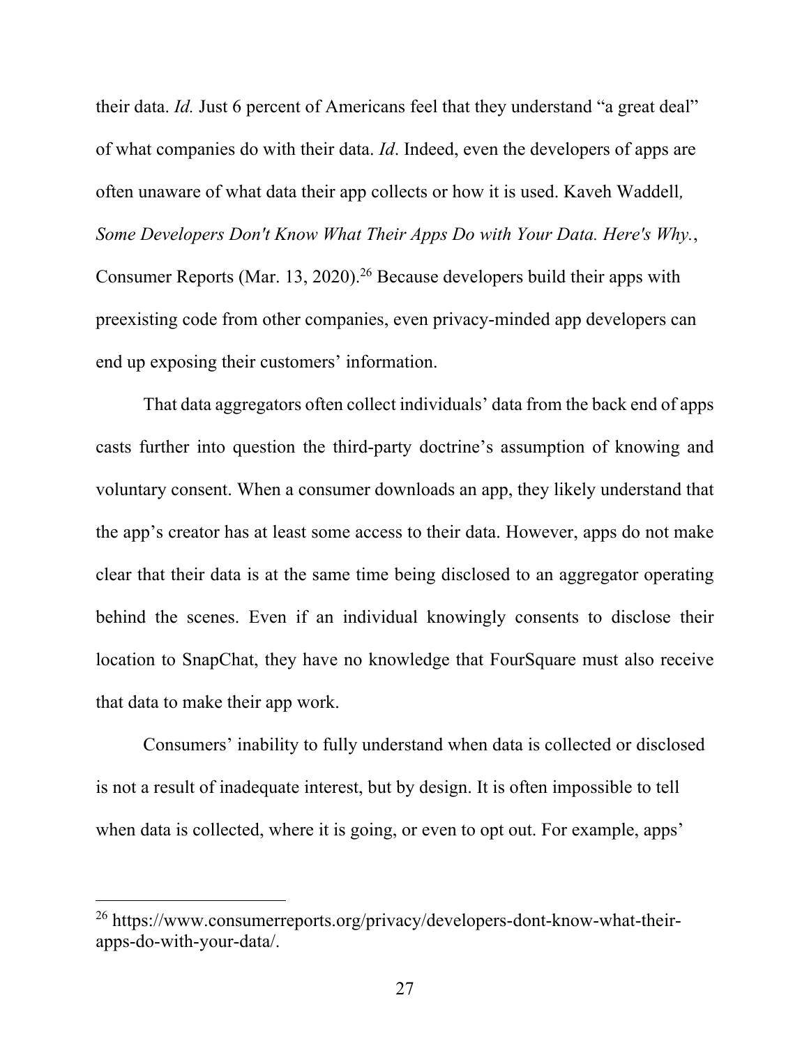their data. *Id.* Just 6 percent of Americans feel that they understand "a great deal" of what companies do with their data. *Id*. Indeed, even the developers of apps are often unaware of what data their app collects or how it is used. Kaveh Waddell*, Some Developers Don't Know What Their Apps Do with Your Data. Here's Why.*, Consumer Reports (Mar. 13, 2020).[26] Because developers build their apps with preexisting code from other companies, even privacy-minded app developers can end up exposing their customers' information.

That data aggregators often collect individuals' data from the back end of apps casts further into question the third-party doctrine's assumption of knowing and voluntary consent. When a consumer downloads an app, they likely understand that the app's creator has at least some access to their data. However, apps do not make clear that their data is at the same time being disclosed to an aggregator operating behind the scenes. Even if an individual knowingly consents to disclose their location to SnapChat, they have no knowledge that FourSquare must also receive that data to make their app work.

Consumers' inability to fully understand when data is collected or disclosed is not a result of inadequate interest, but by design. It is often impossible to tell when data is collected, where it is going, or even to opt out. For example, apps'

---

[26] https://www.consumerreports.org/privacy/developers-dont-know-what-their-apps-do-with-your-data/.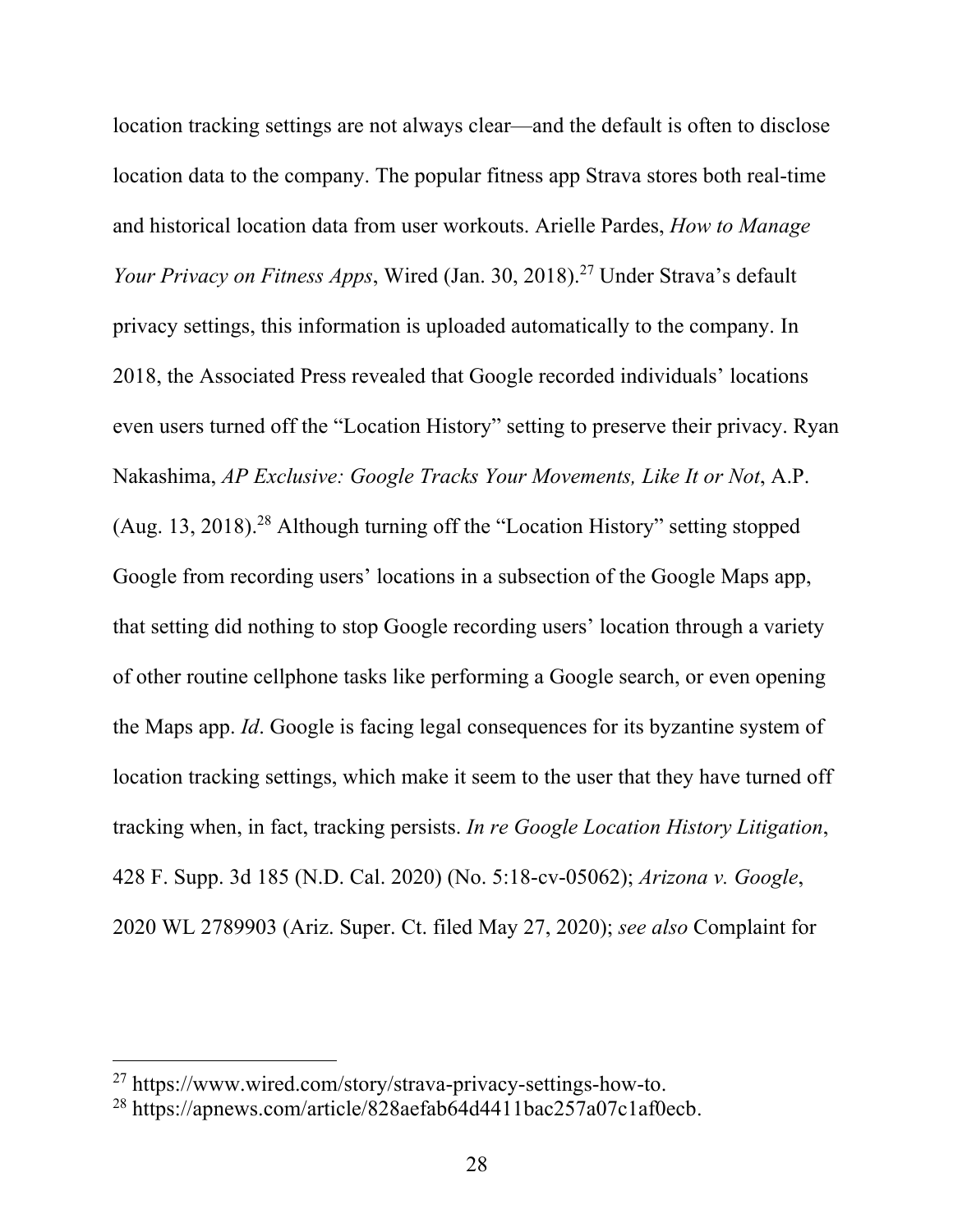location tracking settings are not always clear—and the default is often to disclose location data to the company. The popular fitness app Strava stores both real-time and historical location data from user workouts. Arielle Pardes, *How to Manage Your Privacy on Fitness Apps*, Wired (Jan. 30, 2018).[27] Under Strava's default privacy settings, this information is uploaded automatically to the company. In 2018, the Associated Press revealed that Google recorded individuals' locations even users turned off the "Location History" setting to preserve their privacy. Ryan Nakashima, *AP Exclusive: Google Tracks Your Movements, Like It or Not*, A.P. (Aug. 13, 2018).[28] Although turning off the "Location History" setting stopped Google from recording users' locations in a subsection of the Google Maps app, that setting did nothing to stop Google recording users' location through a variety of other routine cellphone tasks like performing a Google search, or even opening the Maps app. *Id*. Google is facing legal consequences for its byzantine system of location tracking settings, which make it seem to the user that they have turned off tracking when, in fact, tracking persists. *In re Google Location History Litigation*, 428 F. Supp. 3d 185 (N.D. Cal. 2020) (No. 5:18-cv-05062); *Arizona v. Google*, 2020 WL 2789903 (Ariz. Super. Ct. filed May 27, 2020); *see also* Complaint for

---

[27] https://www.wired.com/story/strava-privacy-settings-how-to.

[28] https://apnews.com/article/828aefab64d4411bac257a07c1af0ecb.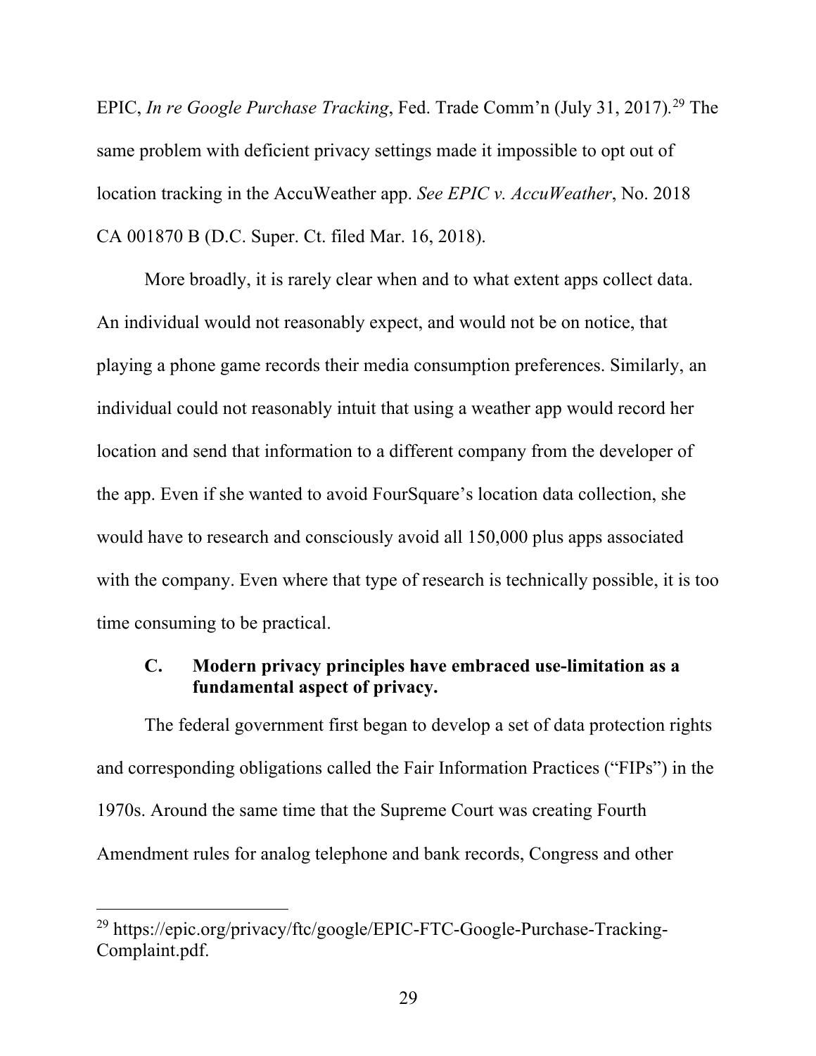EPIC, *In re Google Purchase Tracking*, Fed. Trade Comm'n (July 31, 2017).[29] The same problem with deficient privacy settings made it impossible to opt out of location tracking in the AccuWeather app. *See EPIC v. AccuWeather*, No. 2018 CA 001870 B (D.C. Super. Ct. filed Mar. 16, 2018).

More broadly, it is rarely clear when and to what extent apps collect data. An individual would not reasonably expect, and would not be on notice, that playing a phone game records their media consumption preferences. Similarly, an individual could not reasonably intuit that using a weather app would record her location and send that information to a different company from the developer of the app. Even if she wanted to avoid FourSquare's location data collection, she would have to research and consciously avoid all 150,000 plus apps associated with the company. Even where that type of research is technically possible, it is too time consuming to be practical.

### C. Modern privacy principles have embraced use-limitation as a fundamental aspect of privacy.

The federal government first began to develop a set of data protection rights and corresponding obligations called the Fair Information Practices ("FIPs") in the 1970s. Around the same time that the Supreme Court was creating Fourth Amendment rules for analog telephone and bank records, Congress and other

[29] https://epic.org/privacy/ftc/google/EPIC-FTC-Google-Purchase-Tracking-Complaint.pdf.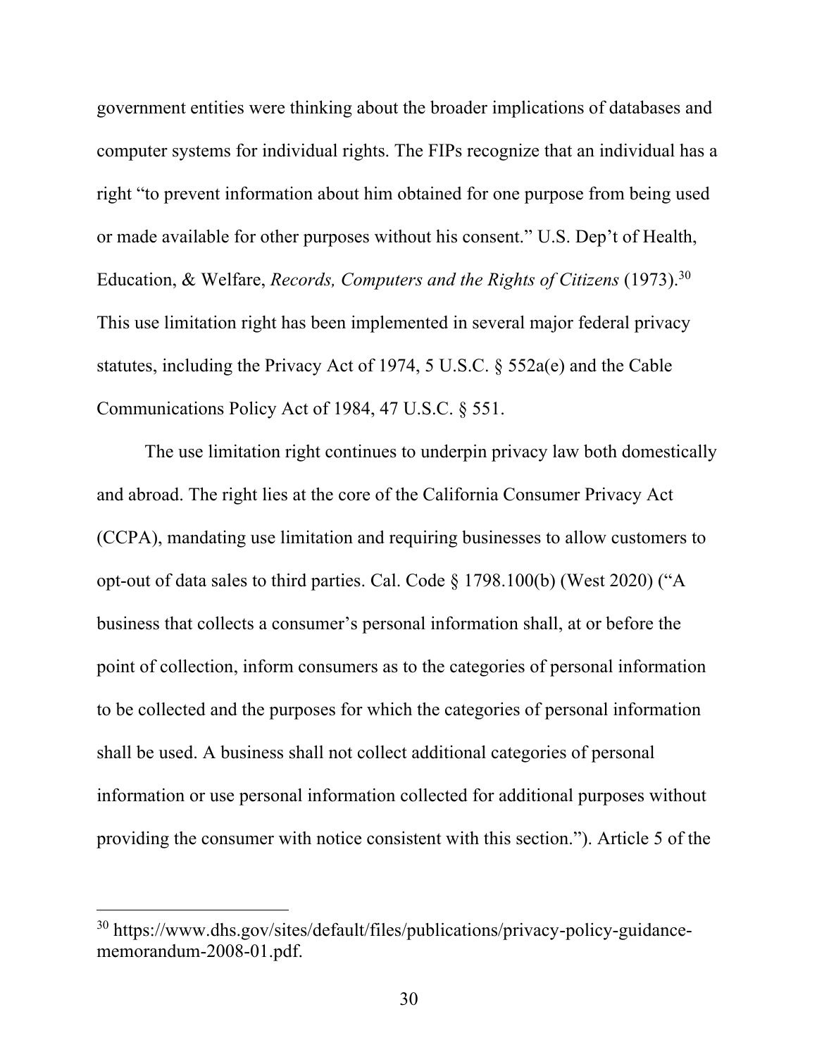government entities were thinking about the broader implications of databases and computer systems for individual rights. The FIPs recognize that an individual has a right "to prevent information about him obtained for one purpose from being used or made available for other purposes without his consent." U.S. Dep't of Health, Education, & Welfare, *Records, Computers and the Rights of Citizens* (1973).[30] This use limitation right has been implemented in several major federal privacy statutes, including the Privacy Act of 1974, 5 U.S.C. § 552a(e) and the Cable Communications Policy Act of 1984, 47 U.S.C. § 551.

The use limitation right continues to underpin privacy law both domestically and abroad. The right lies at the core of the California Consumer Privacy Act (CCPA), mandating use limitation and requiring businesses to allow customers to opt-out of data sales to third parties. Cal. Code § 1798.100(b) (West 2020) ("A business that collects a consumer's personal information shall, at or before the point of collection, inform consumers as to the categories of personal information to be collected and the purposes for which the categories of personal information shall be used. A business shall not collect additional categories of personal information or use personal information collected for additional purposes without providing the consumer with notice consistent with this section."). Article 5 of the

---

[30] https://www.dhs.gov/sites/default/files/publications/privacy-policy-guidance-memorandum-2008-01.pdf.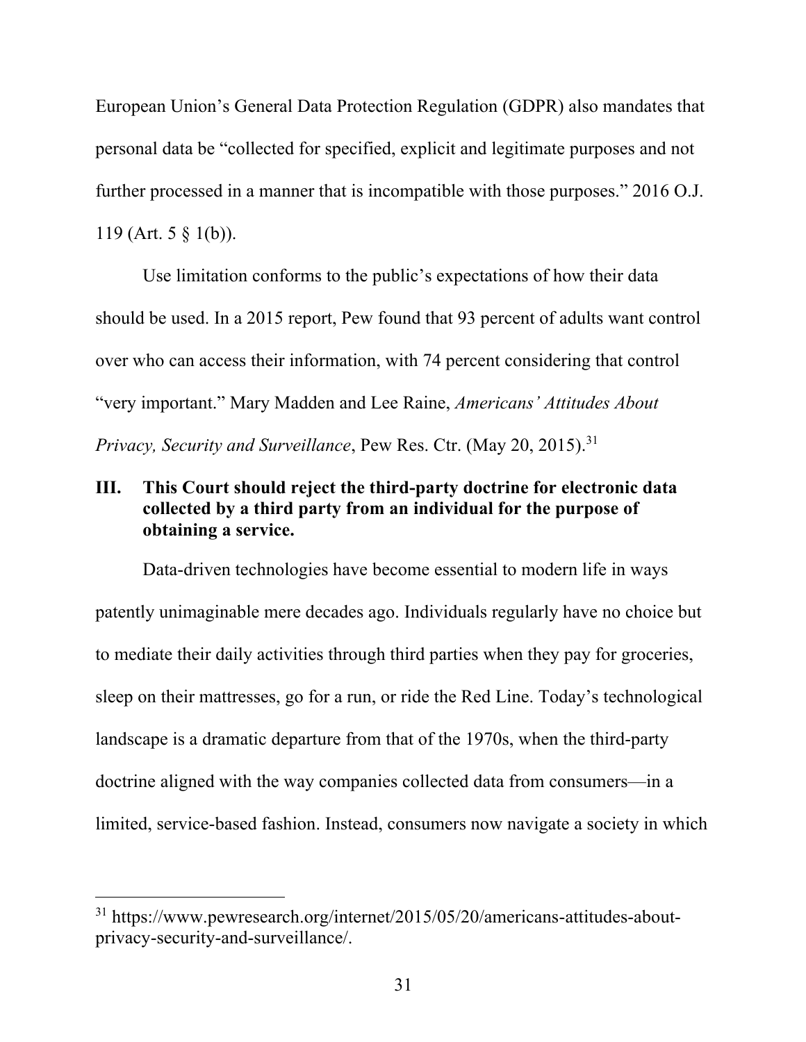European Union's General Data Protection Regulation (GDPR) also mandates that personal data be "collected for specified, explicit and legitimate purposes and not further processed in a manner that is incompatible with those purposes." 2016 O.J. 119 (Art. 5 § 1(b)).

Use limitation conforms to the public's expectations of how their data should be used. In a 2015 report, Pew found that 93 percent of adults want control over who can access their information, with 74 percent considering that control "very important." Mary Madden and Lee Raine, *Americans' Attitudes About Privacy, Security and Surveillance*, Pew Res. Ctr. (May 20, 2015).[31]

## III. This Court should reject the third-party doctrine for electronic data collected by a third party from an individual for the purpose of obtaining a service.

Data-driven technologies have become essential to modern life in ways patently unimaginable mere decades ago. Individuals regularly have no choice but to mediate their daily activities through third parties when they pay for groceries, sleep on their mattresses, go for a run, or ride the Red Line. Today's technological landscape is a dramatic departure from that of the 1970s, when the third-party doctrine aligned with the way companies collected data from consumers—in a limited, service-based fashion. Instead, consumers now navigate a society in which

---

[31] https://www.pewresearch.org/internet/2015/05/20/americans-attitudes-about-privacy-security-and-surveillance/.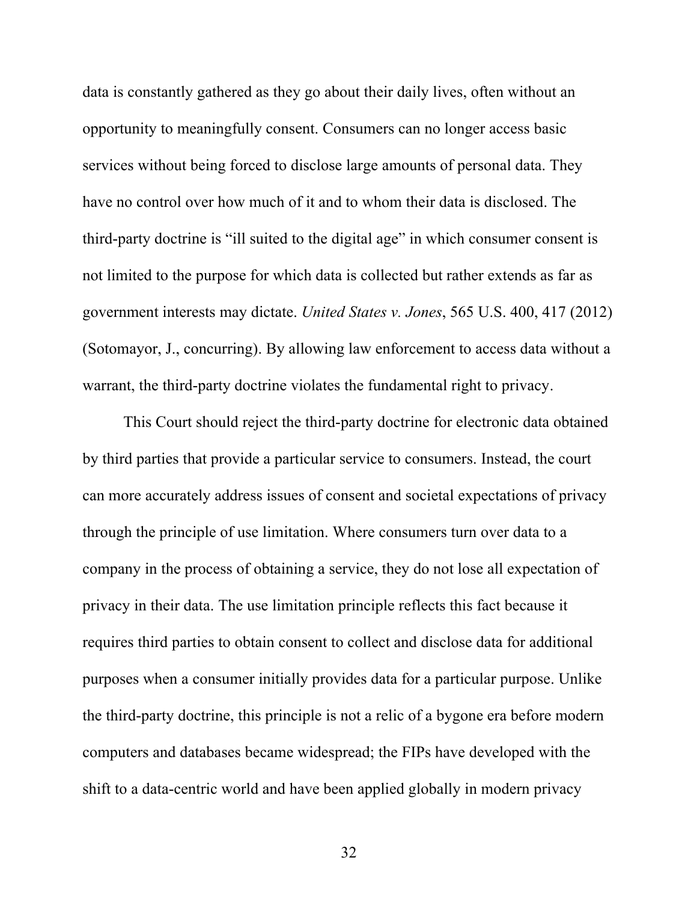data is constantly gathered as they go about their daily lives, often without an opportunity to meaningfully consent. Consumers can no longer access basic services without being forced to disclose large amounts of personal data. They have no control over how much of it and to whom their data is disclosed. The third-party doctrine is "ill suited to the digital age" in which consumer consent is not limited to the purpose for which data is collected but rather extends as far as government interests may dictate. *United States v. Jones*, 565 U.S. 400, 417 (2012) (Sotomayor, J., concurring). By allowing law enforcement to access data without a warrant, the third-party doctrine violates the fundamental right to privacy.

This Court should reject the third-party doctrine for electronic data obtained by third parties that provide a particular service to consumers. Instead, the court can more accurately address issues of consent and societal expectations of privacy through the principle of use limitation. Where consumers turn over data to a company in the process of obtaining a service, they do not lose all expectation of privacy in their data. The use limitation principle reflects this fact because it requires third parties to obtain consent to collect and disclose data for additional purposes when a consumer initially provides data for a particular purpose. Unlike the third-party doctrine, this principle is not a relic of a bygone era before modern computers and databases became widespread; the FIPs have developed with the shift to a data-centric world and have been applied globally in modern privacy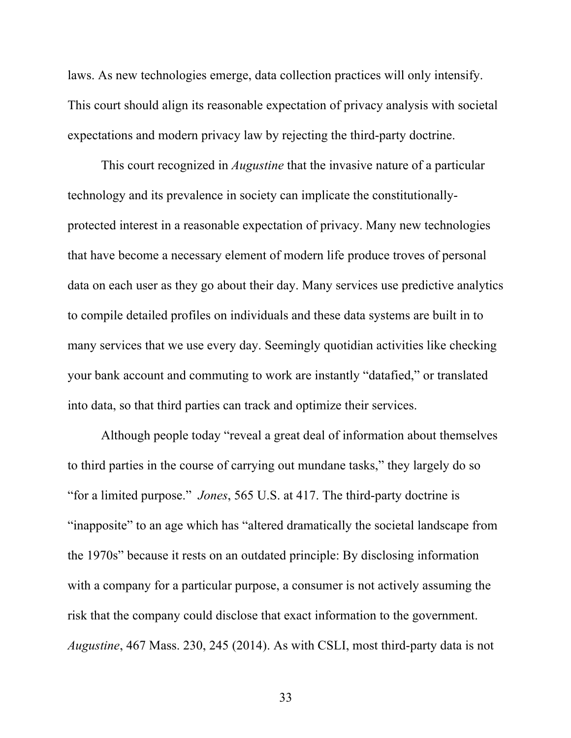laws. As new technologies emerge, data collection practices will only intensify. This court should align its reasonable expectation of privacy analysis with societal expectations and modern privacy law by rejecting the third-party doctrine.

This court recognized in *Augustine* that the invasive nature of a particular technology and its prevalence in society can implicate the constitutionally-protected interest in a reasonable expectation of privacy. Many new technologies that have become a necessary element of modern life produce troves of personal data on each user as they go about their day. Many services use predictive analytics to compile detailed profiles on individuals and these data systems are built in to many services that we use every day. Seemingly quotidian activities like checking your bank account and commuting to work are instantly "datafied," or translated into data, so that third parties can track and optimize their services.

Although people today "reveal a great deal of information about themselves to third parties in the course of carrying out mundane tasks," they largely do so "for a limited purpose." *Jones*, 565 U.S. at 417. The third-party doctrine is "inapposite" to an age which has "altered dramatically the societal landscape from the 1970s" because it rests on an outdated principle: By disclosing information with a company for a particular purpose, a consumer is not actively assuming the risk that the company could disclose that exact information to the government. *Augustine*, 467 Mass. 230, 245 (2014). As with CSLI, most third-party data is not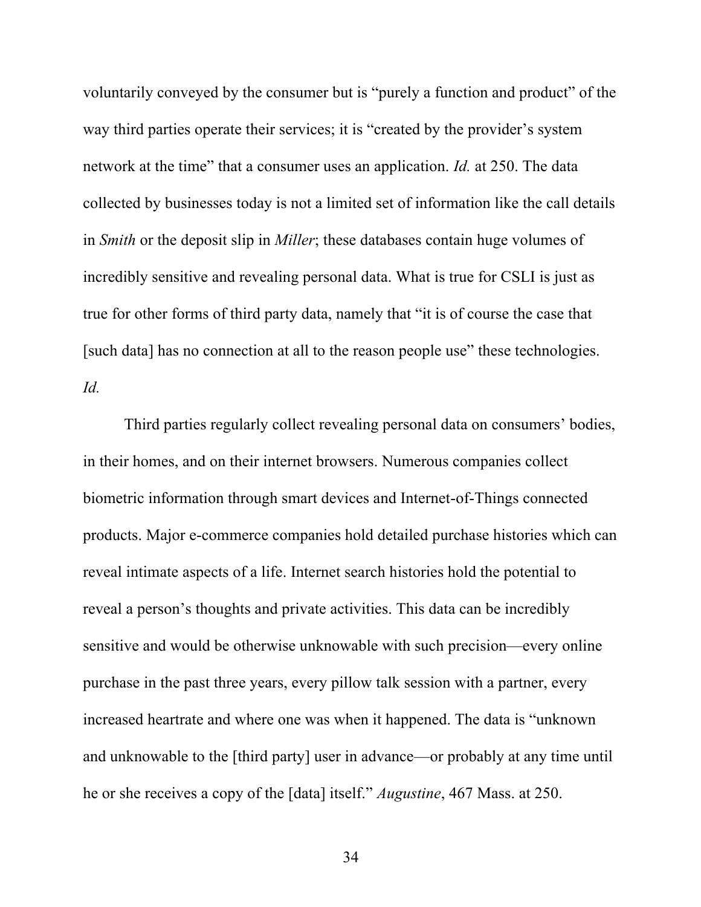voluntarily conveyed by the consumer but is "purely a function and product" of the way third parties operate their services; it is "created by the provider's system network at the time" that a consumer uses an application. *Id.* at 250. The data collected by businesses today is not a limited set of information like the call details in *Smith* or the deposit slip in *Miller*; these databases contain huge volumes of incredibly sensitive and revealing personal data. What is true for CSLI is just as true for other forms of third party data, namely that "it is of course the case that [such data] has no connection at all to the reason people use" these technologies. *Id.*

Third parties regularly collect revealing personal data on consumers' bodies, in their homes, and on their internet browsers. Numerous companies collect biometric information through smart devices and Internet-of-Things connected products. Major e-commerce companies hold detailed purchase histories which can reveal intimate aspects of a life. Internet search histories hold the potential to reveal a person's thoughts and private activities. This data can be incredibly sensitive and would be otherwise unknowable with such precision—every online purchase in the past three years, every pillow talk session with a partner, every increased heartrate and where one was when it happened. The data is "unknown and unknowable to the [third party] user in advance—or probably at any time until he or she receives a copy of the [data] itself." *Augustine*, 467 Mass. at 250.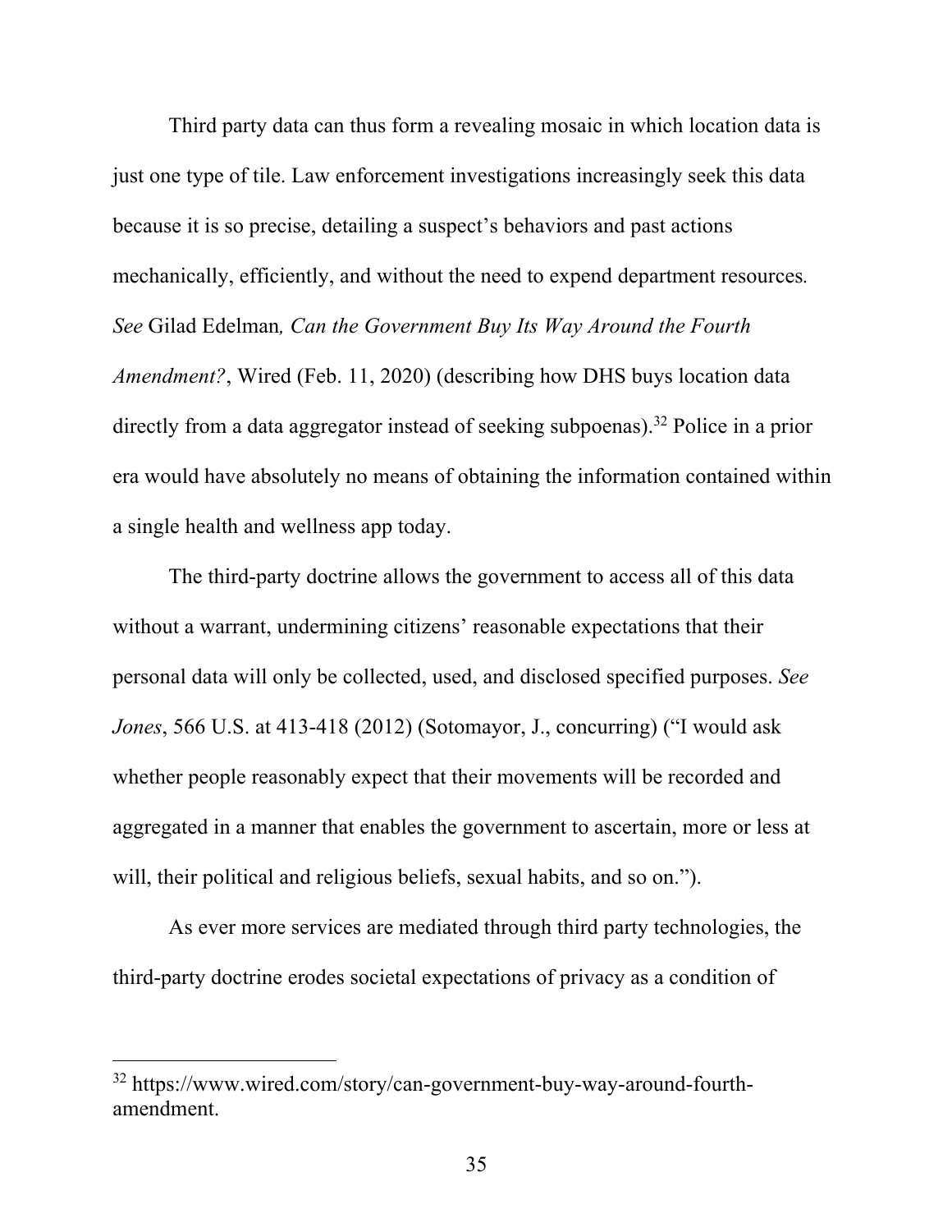Third party data can thus form a revealing mosaic in which location data is just one type of tile. Law enforcement investigations increasingly seek this data because it is so precise, detailing a suspect's behaviors and past actions mechanically, efficiently, and without the need to expend department resources. *See* Gilad Edelman*, Can the Government Buy Its Way Around the Fourth Amendment?*, Wired (Feb. 11, 2020) (describing how DHS buys location data directly from a data aggregator instead of seeking subpoenas).[32] Police in a prior era would have absolutely no means of obtaining the information contained within a single health and wellness app today.

The third-party doctrine allows the government to access all of this data without a warrant, undermining citizens' reasonable expectations that their personal data will only be collected, used, and disclosed specified purposes. *See Jones*, 566 U.S. at 413-418 (2012) (Sotomayor, J., concurring) ("I would ask whether people reasonably expect that their movements will be recorded and aggregated in a manner that enables the government to ascertain, more or less at will, their political and religious beliefs, sexual habits, and so on.").

As ever more services are mediated through third party technologies, the third-party doctrine erodes societal expectations of privacy as a condition of

---

[32] https://www.wired.com/story/can-government-buy-way-around-fourth-amendment.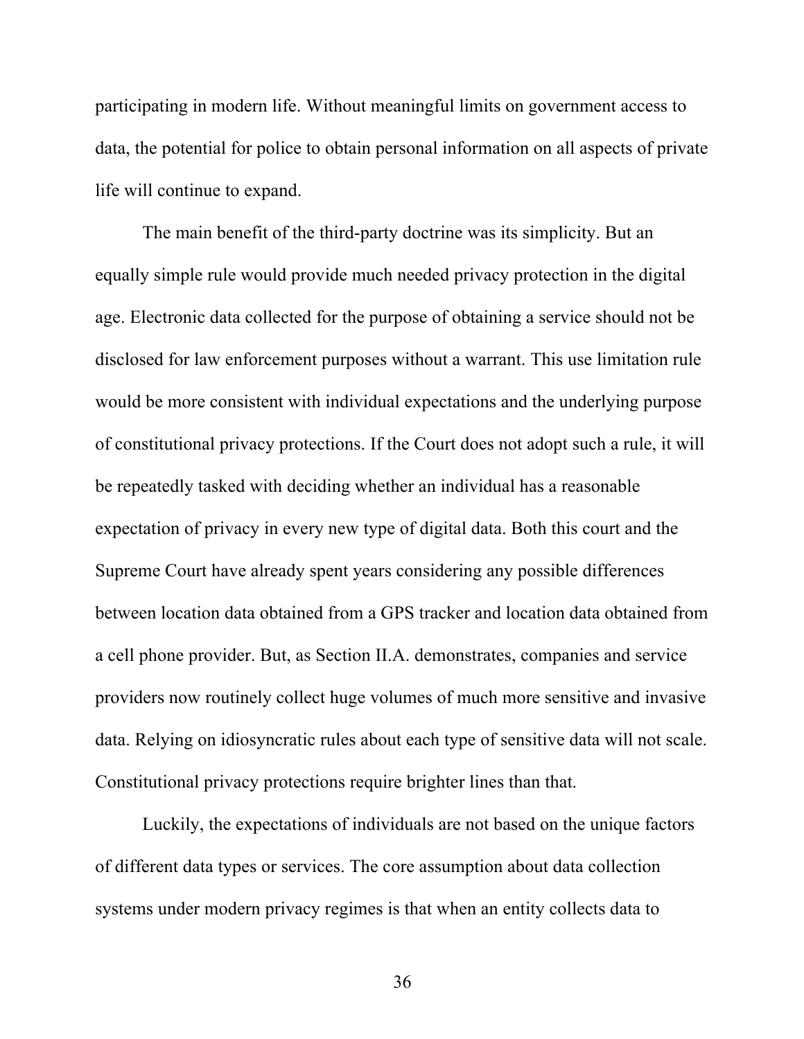participating in modern life. Without meaningful limits on government access to data, the potential for police to obtain personal information on all aspects of private life will continue to expand.

The main benefit of the third-party doctrine was its simplicity. But an equally simple rule would provide much needed privacy protection in the digital age. Electronic data collected for the purpose of obtaining a service should not be disclosed for law enforcement purposes without a warrant. This use limitation rule would be more consistent with individual expectations and the underlying purpose of constitutional privacy protections. If the Court does not adopt such a rule, it will be repeatedly tasked with deciding whether an individual has a reasonable expectation of privacy in every new type of digital data. Both this court and the Supreme Court have already spent years considering any possible differences between location data obtained from a GPS tracker and location data obtained from a cell phone provider. But, as Section II.A. demonstrates, companies and service providers now routinely collect huge volumes of much more sensitive and invasive data. Relying on idiosyncratic rules about each type of sensitive data will not scale. Constitutional privacy protections require brighter lines than that.

Luckily, the expectations of individuals are not based on the unique factors of different data types or services. The core assumption about data collection systems under modern privacy regimes is that when an entity collects data to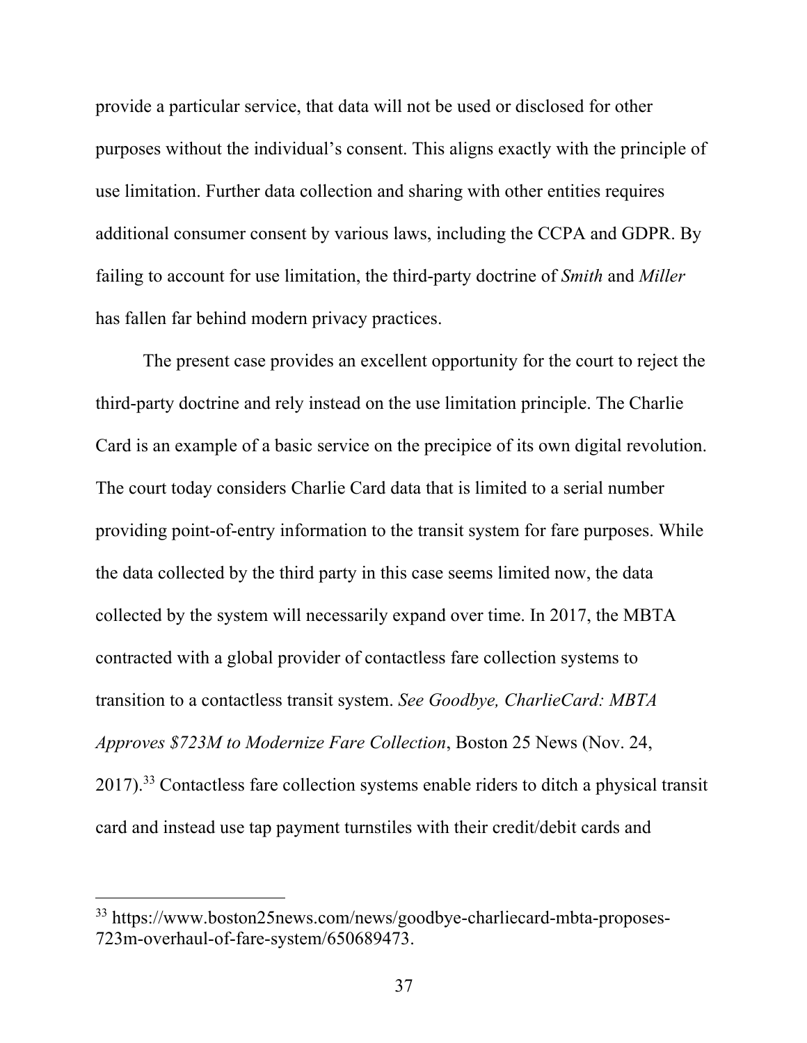provide a particular service, that data will not be used or disclosed for other purposes without the individual's consent. This aligns exactly with the principle of use limitation. Further data collection and sharing with other entities requires additional consumer consent by various laws, including the CCPA and GDPR. By failing to account for use limitation, the third-party doctrine of *Smith* and *Miller* has fallen far behind modern privacy practices.

The present case provides an excellent opportunity for the court to reject the third-party doctrine and rely instead on the use limitation principle. The Charlie Card is an example of a basic service on the precipice of its own digital revolution. The court today considers Charlie Card data that is limited to a serial number providing point-of-entry information to the transit system for fare purposes. While the data collected by the third party in this case seems limited now, the data collected by the system will necessarily expand over time. In 2017, the MBTA contracted with a global provider of contactless fare collection systems to transition to a contactless transit system. *See Goodbye, CharlieCard: MBTA Approves $723M to Modernize Fare Collection*, Boston 25 News (Nov. 24, 2017).[33] Contactless fare collection systems enable riders to ditch a physical transit card and instead use tap payment turnstiles with their credit/debit cards and

---

[33] https://www.boston25news.com/news/goodbye-charliecard-mbta-proposes-723m-overhaul-of-fare-system/650689473.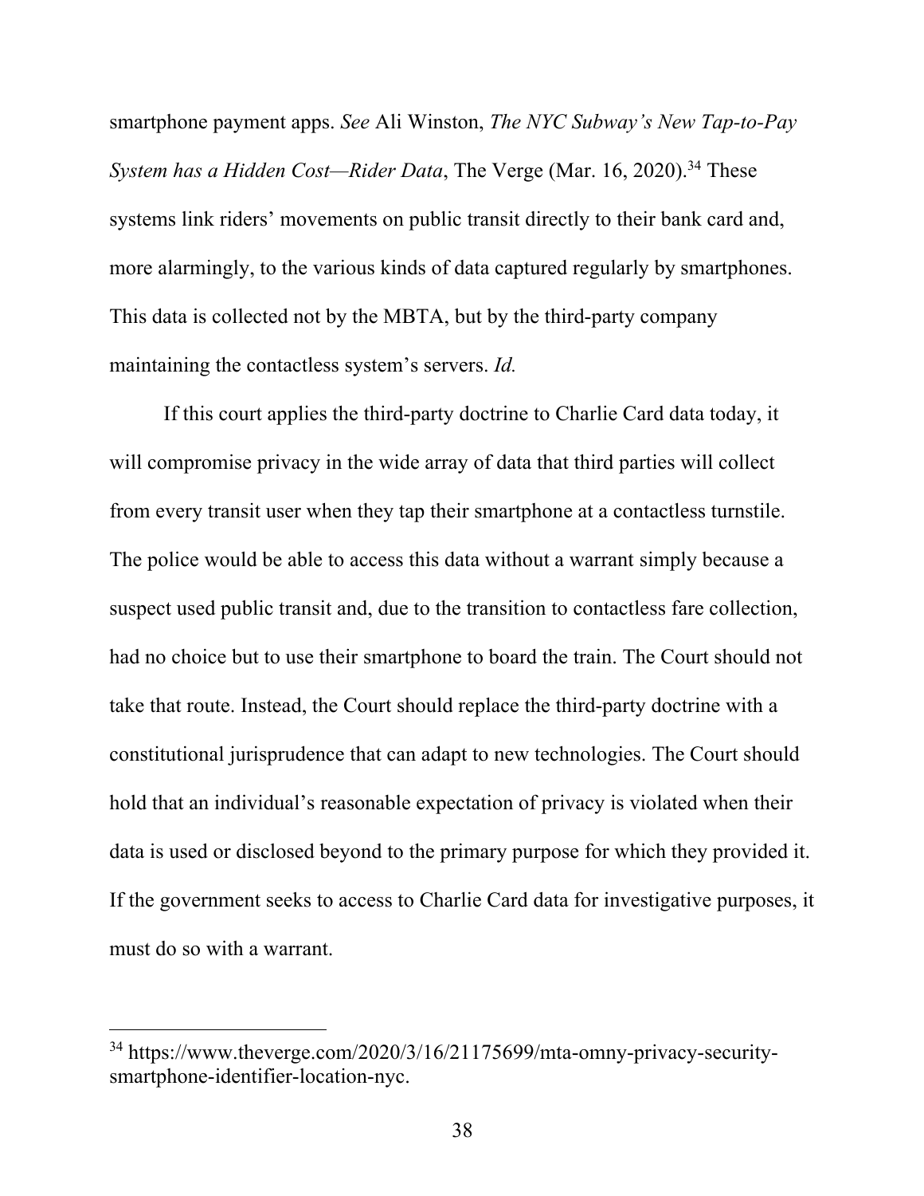smartphone payment apps. *See* Ali Winston, *The NYC Subway's New Tap-to-Pay System has a Hidden Cost—Rider Data*, The Verge (Mar. 16, 2020).[34] These systems link riders' movements on public transit directly to their bank card and, more alarmingly, to the various kinds of data captured regularly by smartphones. This data is collected not by the MBTA, but by the third-party company maintaining the contactless system's servers. *Id.*

If this court applies the third-party doctrine to Charlie Card data today, it will compromise privacy in the wide array of data that third parties will collect from every transit user when they tap their smartphone at a contactless turnstile. The police would be able to access this data without a warrant simply because a suspect used public transit and, due to the transition to contactless fare collection, had no choice but to use their smartphone to board the train. The Court should not take that route. Instead, the Court should replace the third-party doctrine with a constitutional jurisprudence that can adapt to new technologies. The Court should hold that an individual's reasonable expectation of privacy is violated when their data is used or disclosed beyond to the primary purpose for which they provided it. If the government seeks to access to Charlie Card data for investigative purposes, it must do so with a warrant.

---

[34] https://www.theverge.com/2020/3/16/21175699/mta-omny-privacy-security-smartphone-identifier-location-nyc.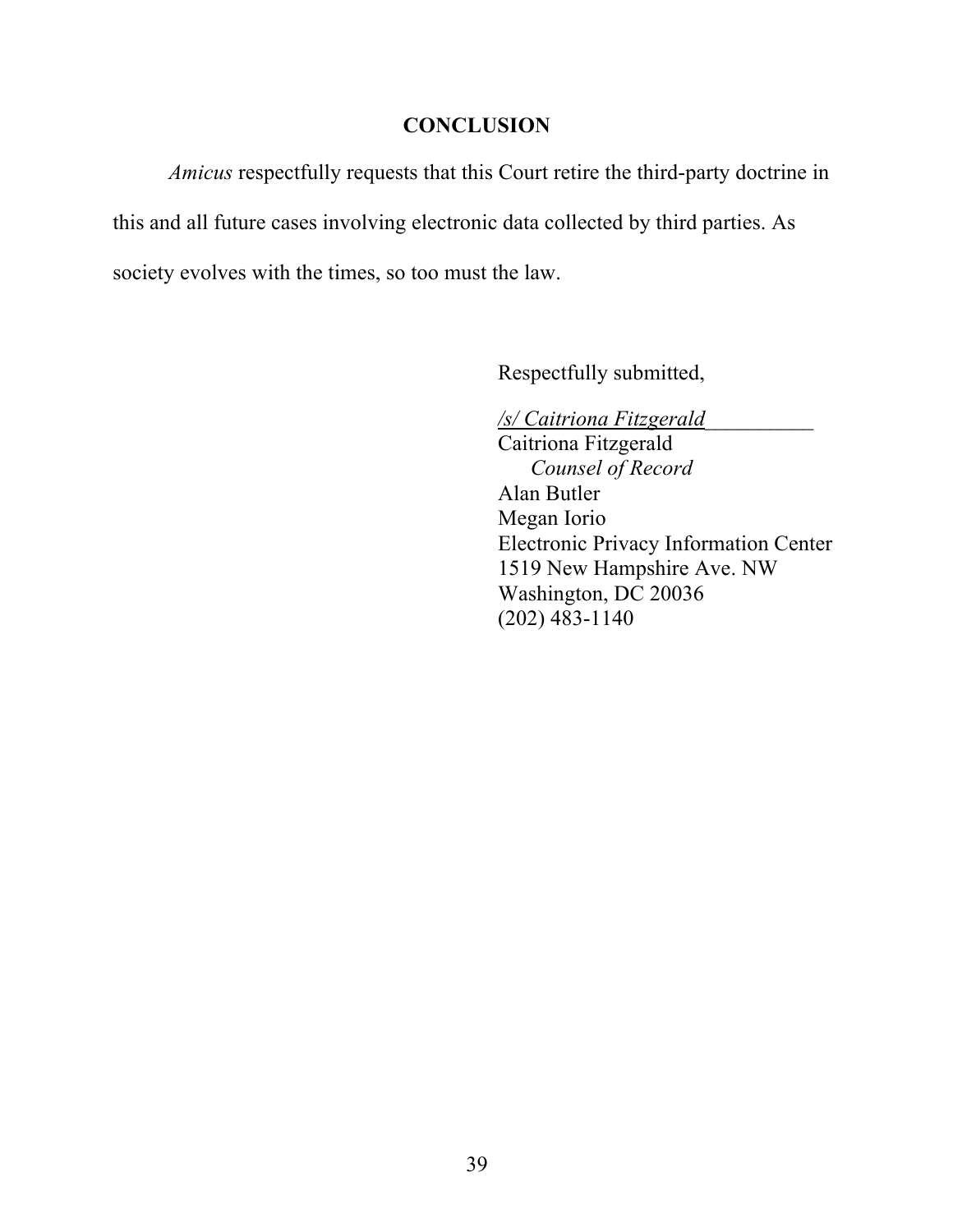## CONCLUSION

*Amicus* respectfully requests that this Court retire the third-party doctrine in this and all future cases involving electronic data collected by third parties. As society evolves with the times, so too must the law.

Respectfully submitted,

*/s/ Caitriona Fitzgerald*__________
Caitriona Fitzgerald
*Counsel of Record*
Alan Butler
Megan Iorio
Electronic Privacy Information Center
1519 New Hampshire Ave. NW
Washington, DC 20036
(202) 483-1140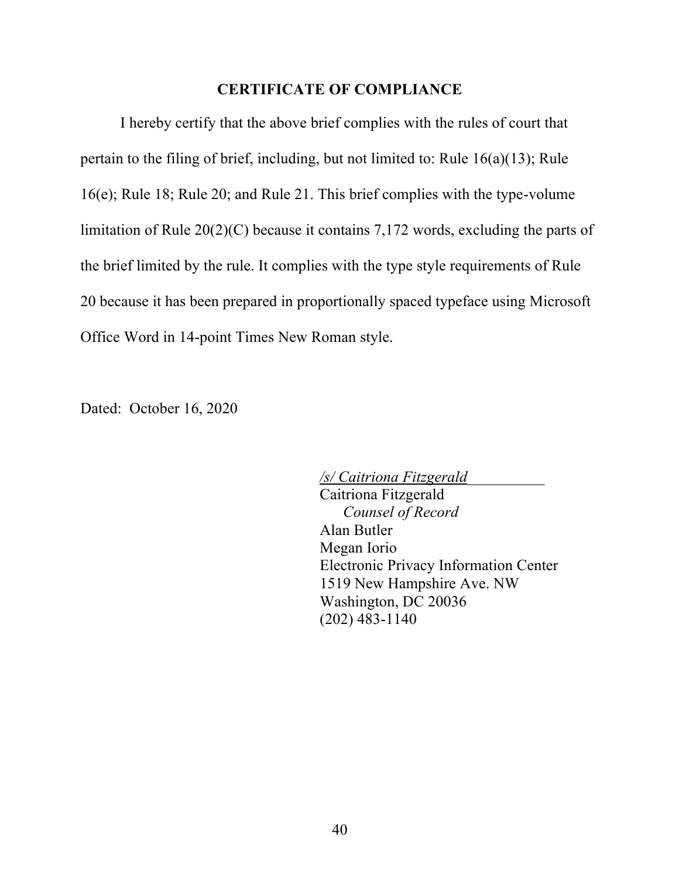## CERTIFICATE OF COMPLIANCE

I hereby certify that the above brief complies with the rules of court that pertain to the filing of brief, including, but not limited to: Rule 16(a)(13); Rule 16(e); Rule 18; Rule 20; and Rule 21. This brief complies with the type-volume limitation of Rule 20(2)(C) because it contains 7,172 words, excluding the parts of the brief limited by the rule. It complies with the type style requirements of Rule 20 because it has been prepared in proportionally spaced typeface using Microsoft Office Word in 14-point Times New Roman style.

Dated: October 16, 2020

*/s/ Caitriona Fitzgerald*
Caitriona Fitzgerald
*Counsel of Record*
Alan Butler
Megan Iorio
Electronic Privacy Information Center
1519 New Hampshire Ave. NW
Washington, DC 20036
(202) 483-1140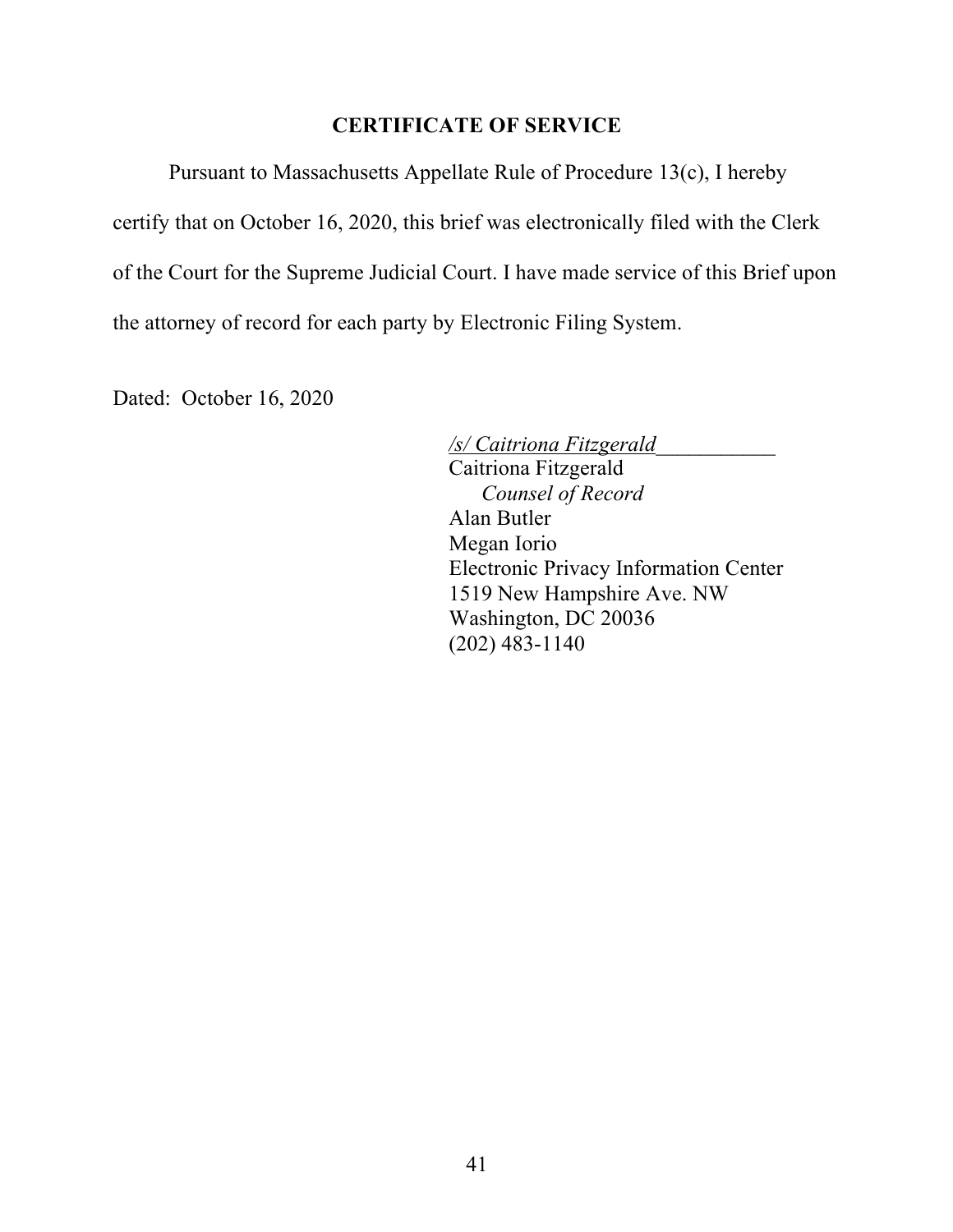## CERTIFICATE OF SERVICE

Pursuant to Massachusetts Appellate Rule of Procedure 13(c), I hereby certify that on October 16, 2020, this brief was electronically filed with the Clerk of the Court for the Supreme Judicial Court. I have made service of this Brief upon the attorney of record for each party by Electronic Filing System.

Dated: October 16, 2020

*/s/ Caitriona Fitzgerald*\_\_\_\_\_\_\_\_\_\_\_
Caitriona Fitzgerald
*Counsel of Record*
Alan Butler
Megan Iorio
Electronic Privacy Information Center
1519 New Hampshire Ave. NW
Washington, DC 20036
(202) 483-1140